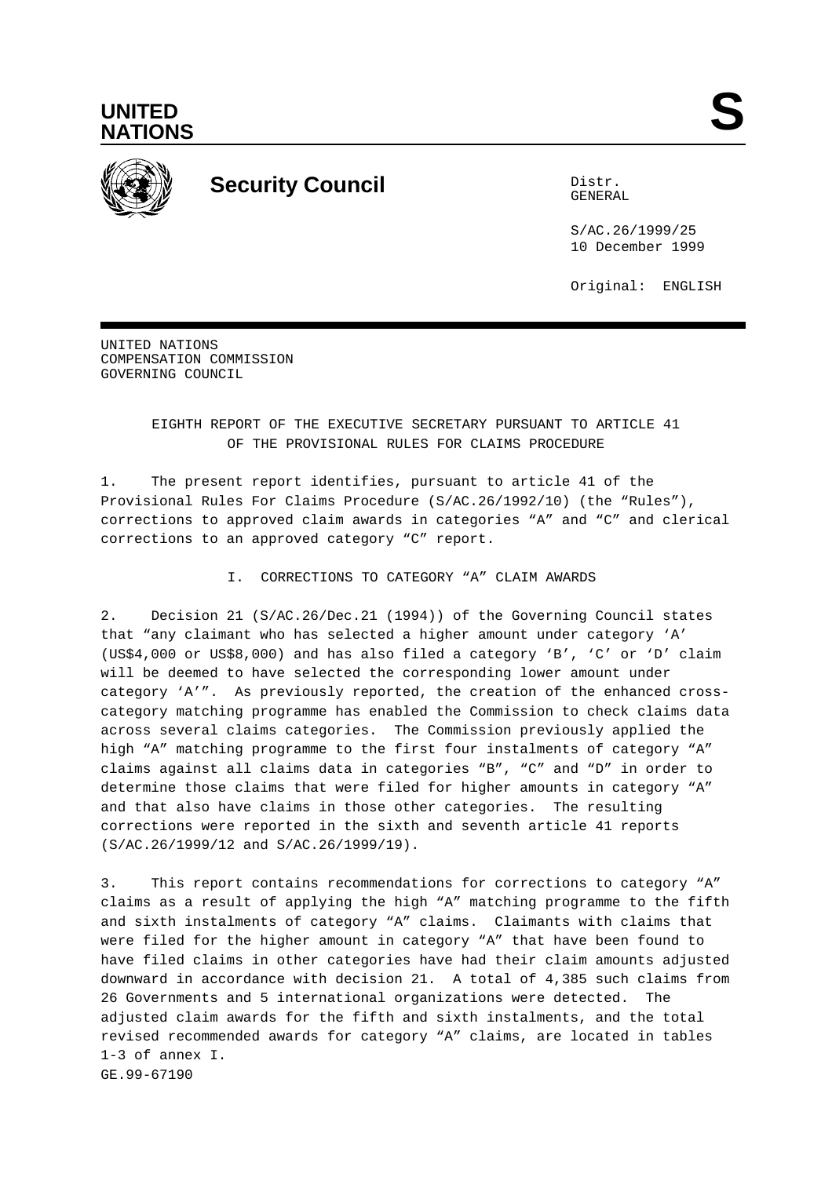UNITED NATIONS

S

# Security Council

Distr.
GENERAL

S/AC.26/1999/25
10 December 1999

Original: ENGLISH

UNITED NATIONS
COMPENSATION COMMISSION
GOVERNING COUNCIL

## EIGHTH REPORT OF THE EXECUTIVE SECRETARY PURSUANT TO ARTICLE 41 OF THE PROVISIONAL RULES FOR CLAIMS PROCEDURE

1. The present report identifies, pursuant to article 41 of the Provisional Rules For Claims Procedure (S/AC.26/1992/10) (the "Rules"), corrections to approved claim awards in categories "A" and "C" and clerical corrections to an approved category "C" report.

### I. CORRECTIONS TO CATEGORY "A" CLAIM AWARDS

2. Decision 21 (S/AC.26/Dec.21 (1994)) of the Governing Council states that "any claimant who has selected a higher amount under category 'A' (US$4,000 or US$8,000) and has also filed a category 'B', 'C' or 'D' claim will be deemed to have selected the corresponding lower amount under category 'A'". As previously reported, the creation of the enhanced cross-category matching programme has enabled the Commission to check claims data across several claims categories. The Commission previously applied the high "A" matching programme to the first four instalments of category "A" claims against all claims data in categories "B", "C" and "D" in order to determine those claims that were filed for higher amounts in category "A" and that also have claims in those other categories. The resulting corrections were reported in the sixth and seventh article 41 reports (S/AC.26/1999/12 and S/AC.26/1999/19).

3. This report contains recommendations for corrections to category "A" claims as a result of applying the high "A" matching programme to the fifth and sixth instalments of category "A" claims. Claimants with claims that were filed for the higher amount in category "A" that have been found to have filed claims in other categories have had their claim amounts adjusted downward in accordance with decision 21. A total of 4,385 such claims from 26 Governments and 5 international organizations were detected. The adjusted claim awards for the fifth and sixth instalments, and the total revised recommended awards for category "A" claims, are located in tables 1-3 of annex I.

GE.99-67190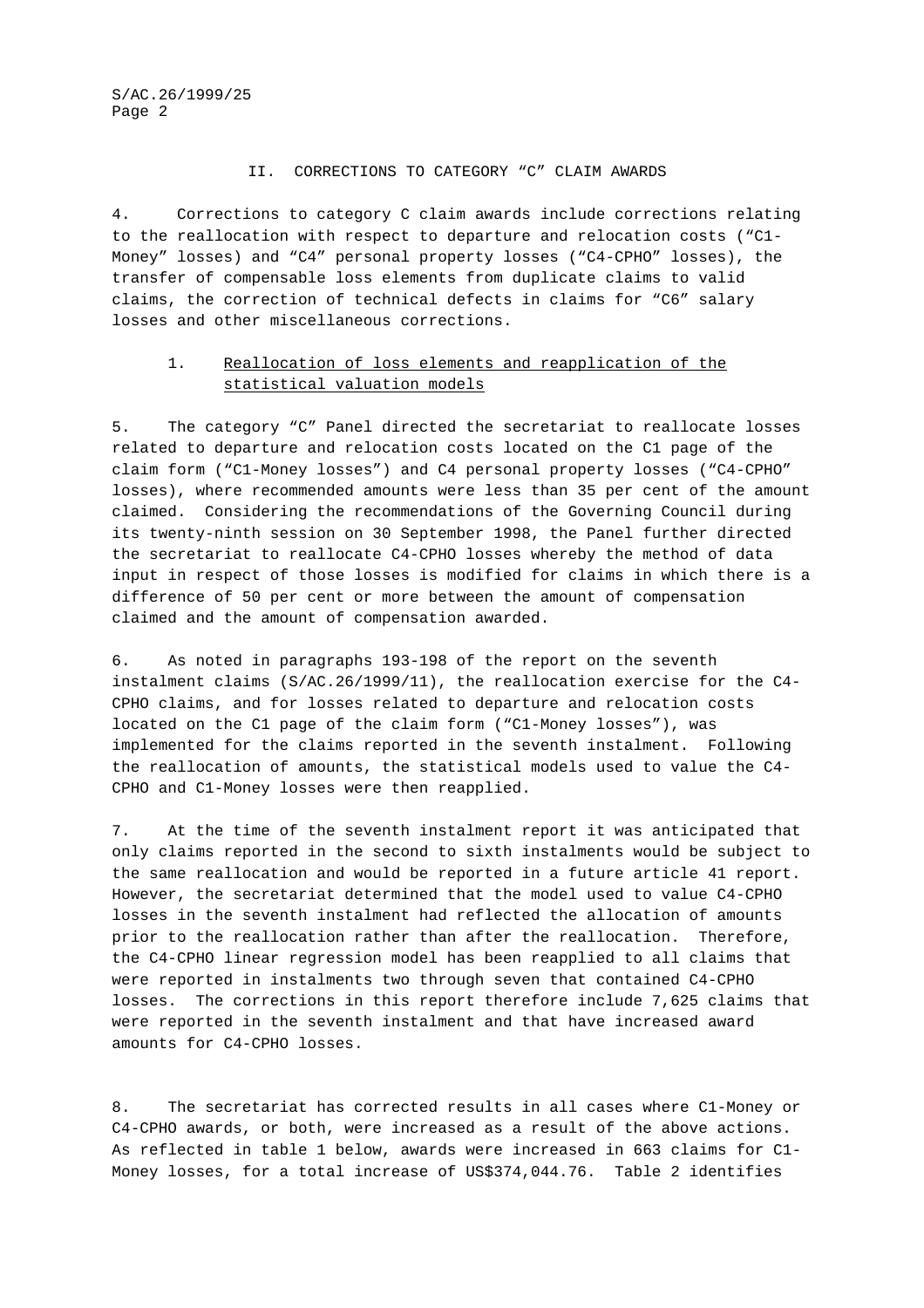## II. CORRECTIONS TO CATEGORY “C” CLAIM AWARDS

4. Corrections to category C claim awards include corrections relating to the reallocation with respect to departure and relocation costs (“C1-Money” losses) and “C4” personal property losses (“C4-CPHO” losses), the transfer of compensable loss elements from duplicate claims to valid claims, the correction of technical defects in claims for “C6” salary losses and other miscellaneous corrections.

### 1. Reallocation of loss elements and reapplication of the statistical valuation models

5. The category “C” Panel directed the secretariat to reallocate losses related to departure and relocation costs located on the C1 page of the claim form (“C1-Money losses”) and C4 personal property losses (“C4-CPHO” losses), where recommended amounts were less than 35 per cent of the amount claimed. Considering the recommendations of the Governing Council during its twenty-ninth session on 30 September 1998, the Panel further directed the secretariat to reallocate C4-CPHO losses whereby the method of data input in respect of those losses is modified for claims in which there is a difference of 50 per cent or more between the amount of compensation claimed and the amount of compensation awarded.

6. As noted in paragraphs 193-198 of the report on the seventh instalment claims (S/AC.26/1999/11), the reallocation exercise for the C4-CPHO claims, and for losses related to departure and relocation costs located on the C1 page of the claim form (“C1-Money losses”), was implemented for the claims reported in the seventh instalment. Following the reallocation of amounts, the statistical models used to value the C4-CPHO and C1-Money losses were then reapplied.

7. At the time of the seventh instalment report it was anticipated that only claims reported in the second to sixth instalments would be subject to the same reallocation and would be reported in a future article 41 report. However, the secretariat determined that the model used to value C4-CPHO losses in the seventh instalment had reflected the allocation of amounts prior to the reallocation rather than after the reallocation. Therefore, the C4-CPHO linear regression model has been reapplied to all claims that were reported in instalments two through seven that contained C4-CPHO losses. The corrections in this report therefore include 7,625 claims that were reported in the seventh instalment and that have increased award amounts for C4-CPHO losses.

8. The secretariat has corrected results in all cases where C1-Money or C4-CPHO awards, or both, were increased as a result of the above actions. As reflected in table 1 below, awards were increased in 663 claims for C1-Money losses, for a total increase of US$374,044.76. Table 2 identifies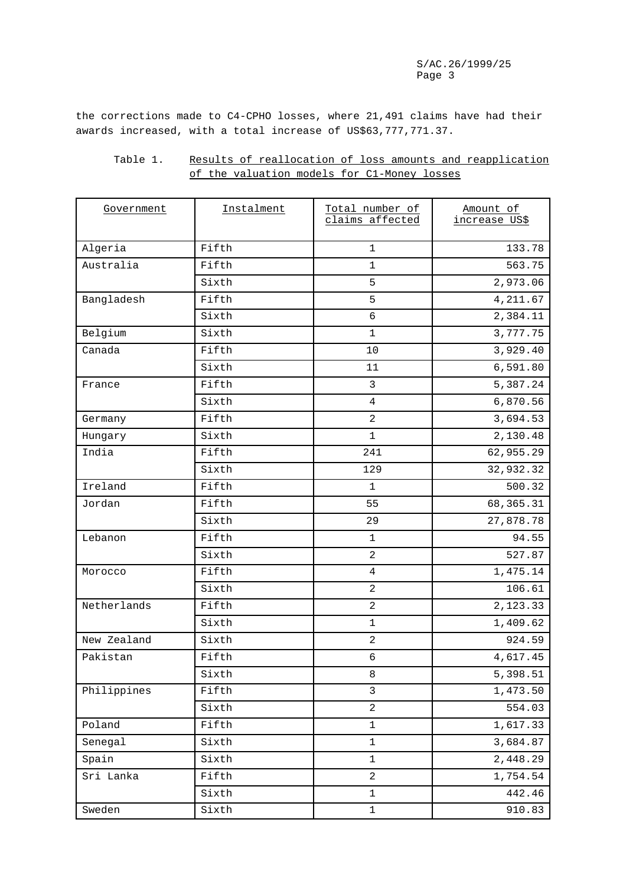the corrections made to C4-CPHO losses, where 21,491 claims have had their awards increased, with a total increase of US$63,777,771.37.

Table 1. Results of reallocation of loss amounts and reapplication of the valuation models for C1-Money losses

| Government | Instalment | Total number of claims affected | Amount of increase US$ |
|---|---|---|---|
| Algeria | Fifth | 1 | 133.78 |
| Australia | Fifth | 1 | 563.75 |
| | Sixth | 5 | 2,973.06 |
| Bangladesh | Fifth | 5 | 4,211.67 |
| | Sixth | 6 | 2,384.11 |
| Belgium | Sixth | 1 | 3,777.75 |
| Canada | Fifth | 10 | 3,929.40 |
| | Sixth | 11 | 6,591.80 |
| France | Fifth | 3 | 5,387.24 |
| | Sixth | 4 | 6,870.56 |
| Germany | Fifth | 2 | 3,694.53 |
| Hungary | Sixth | 1 | 2,130.48 |
| India | Fifth | 241 | 62,955.29 |
| | Sixth | 129 | 32,932.32 |
| Ireland | Fifth | 1 | 500.32 |
| Jordan | Fifth | 55 | 68,365.31 |
| | Sixth | 29 | 27,878.78 |
| Lebanon | Fifth | 1 | 94.55 |
| | Sixth | 2 | 527.87 |
| Morocco | Fifth | 4 | 1,475.14 |
| | Sixth | 2 | 106.61 |
| Netherlands | Fifth | 2 | 2,123.33 |
| | Sixth | 1 | 1,409.62 |
| New Zealand | Sixth | 2 | 924.59 |
| Pakistan | Fifth | 6 | 4,617.45 |
| | Sixth | 8 | 5,398.51 |
| Philippines | Fifth | 3 | 1,473.50 |
| | Sixth | 2 | 554.03 |
| Poland | Fifth | 1 | 1,617.33 |
| Senegal | Sixth | 1 | 3,684.87 |
| Spain | Sixth | 1 | 2,448.29 |
| Sri Lanka | Fifth | 2 | 1,754.54 |
| | Sixth | 1 | 442.46 |
| Sweden | Sixth | 1 | 910.83 |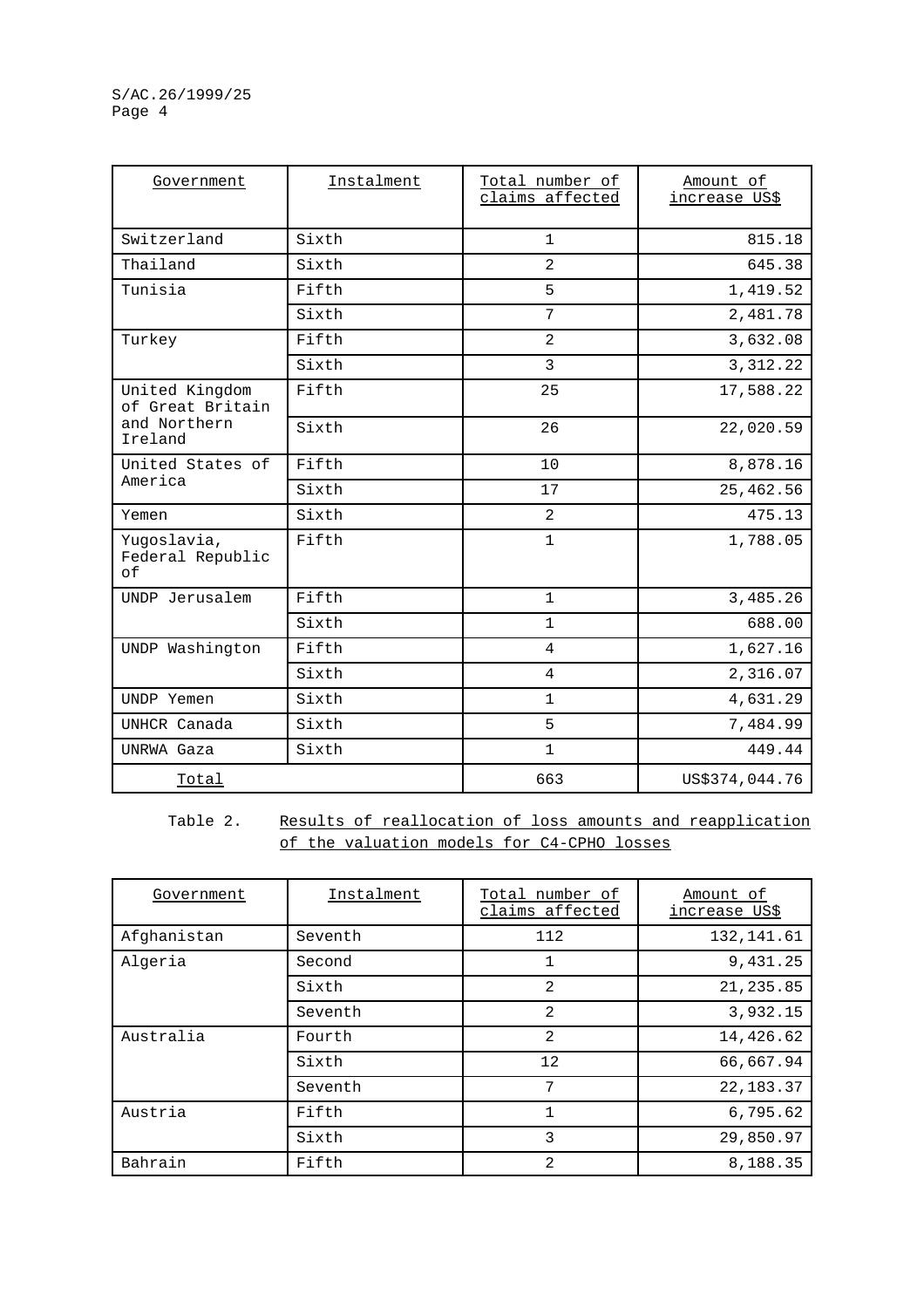| Government | Instalment | Total number of claims affected | Amount of increase US$ |
|---|---|---|---|
| Switzerland | Sixth | 1 | 815.18 |
| Thailand | Sixth | 2 | 645.38 |
| Tunisia | Fifth | 5 | 1,419.52 |
| | Sixth | 7 | 2,481.78 |
| Turkey | Fifth | 2 | 3,632.08 |
| | Sixth | 3 | 3,312.22 |
| United Kingdom of Great Britain and Northern Ireland | Fifth | 25 | 17,588.22 |
| | Sixth | 26 | 22,020.59 |
| United States of America | Fifth | 10 | 8,878.16 |
| | Sixth | 17 | 25,462.56 |
| Yemen | Sixth | 2 | 475.13 |
| Yugoslavia, Federal Republic of | Fifth | 1 | 1,788.05 |
| UNDP Jerusalem | Fifth | 1 | 3,485.26 |
| | Sixth | 1 | 688.00 |
| UNDP Washington | Fifth | 4 | 1,627.16 |
| | Sixth | 4 | 2,316.07 |
| UNDP Yemen | Sixth | 1 | 4,631.29 |
| UNHCR Canada | Sixth | 5 | 7,484.99 |
| UNRWA Gaza | Sixth | 1 | 449.44 |
| Total | | 663 | US$374,044.76 |

Table 2. Results of reallocation of loss amounts and reapplication of the valuation models for C4-CPHO losses

| Government | Instalment | Total number of claims affected | Amount of increase US$ |
|---|---|---|---|
| Afghanistan | Seventh | 112 | 132,141.61 |
| Algeria | Second | 1 | 9,431.25 |
| | Sixth | 2 | 21,235.85 |
| | Seventh | 2 | 3,932.15 |
| Australia | Fourth | 2 | 14,426.62 |
| | Sixth | 12 | 66,667.94 |
| | Seventh | 7 | 22,183.37 |
| Austria | Fifth | 1 | 6,795.62 |
| | Sixth | 3 | 29,850.97 |
| Bahrain | Fifth | 2 | 8,188.35 |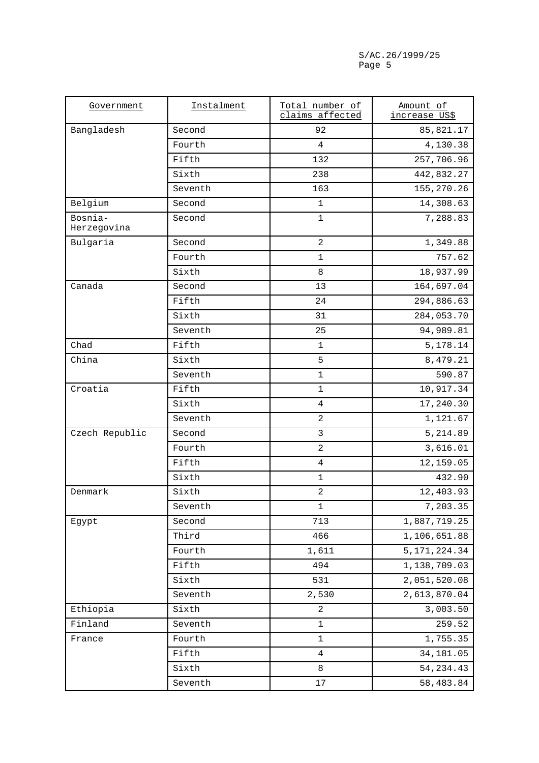| Government | Instalment | Total number of claims affected | Amount of increase US$ |
|---|---|---|---|
| Bangladesh | Second | 92 | 85,821.17 |
| | Fourth | 4 | 4,130.38 |
| | Fifth | 132 | 257,706.96 |
| | Sixth | 238 | 442,832.27 |
| | Seventh | 163 | 155,270.26 |
| Belgium | Second | 1 | 14,308.63 |
| Bosnia-Herzegovina | Second | 1 | 7,288.83 |
| Bulgaria | Second | 2 | 1,349.88 |
| | Fourth | 1 | 757.62 |
| | Sixth | 8 | 18,937.99 |
| Canada | Second | 13 | 164,697.04 |
| | Fifth | 24 | 294,886.63 |
| | Sixth | 31 | 284,053.70 |
| | Seventh | 25 | 94,989.81 |
| Chad | Fifth | 1 | 5,178.14 |
| China | Sixth | 5 | 8,479.21 |
| | Seventh | 1 | 590.87 |
| Croatia | Fifth | 1 | 10,917.34 |
| | Sixth | 4 | 17,240.30 |
| | Seventh | 2 | 1,121.67 |
| Czech Republic | Second | 3 | 5,214.89 |
| | Fourth | 2 | 3,616.01 |
| | Fifth | 4 | 12,159.05 |
| | Sixth | 1 | 432.90 |
| Denmark | Sixth | 2 | 12,403.93 |
| | Seventh | 1 | 7,203.35 |
| Egypt | Second | 713 | 1,887,719.25 |
| | Third | 466 | 1,106,651.88 |
| | Fourth | 1,611 | 5,171,224.34 |
| | Fifth | 494 | 1,138,709.03 |
| | Sixth | 531 | 2,051,520.08 |
| | Seventh | 2,530 | 2,613,870.04 |
| Ethiopia | Sixth | 2 | 3,003.50 |
| Finland | Seventh | 1 | 259.52 |
| France | Fourth | 1 | 1,755.35 |
| | Fifth | 4 | 34,181.05 |
| | Sixth | 8 | 54,234.43 |
| | Seventh | 17 | 58,483.84 |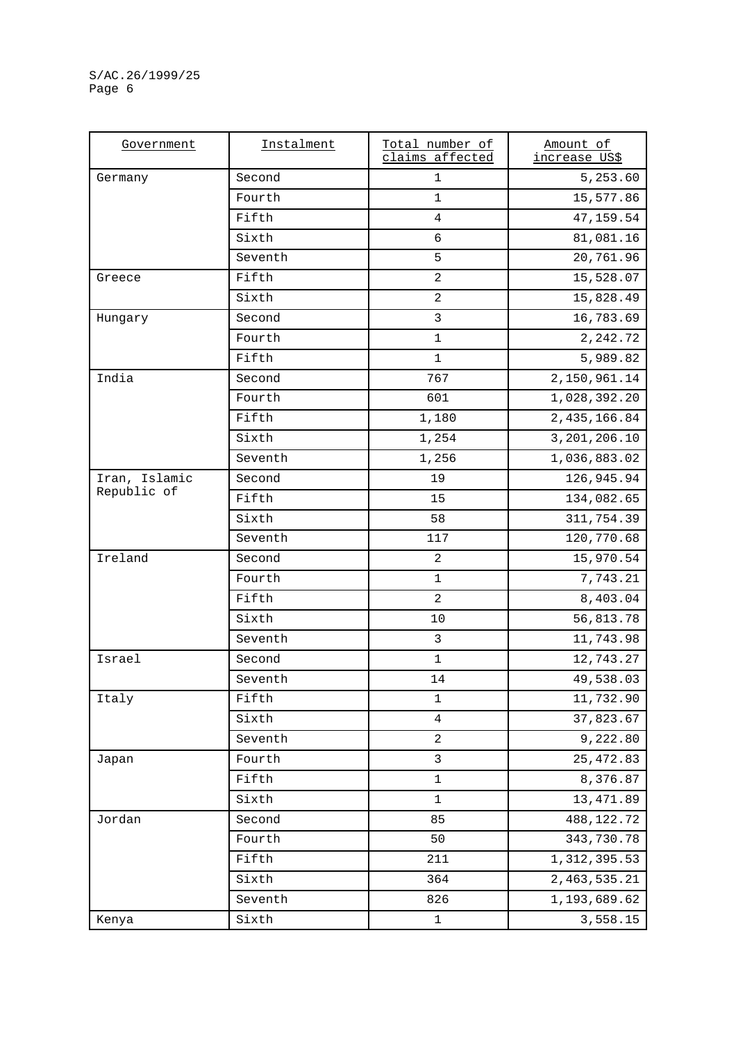| Government | Instalment | Total number of claims affected | Amount of increase US$ |
|---|---|---|---|
| Germany | Second | 1 | 5,253.60 |
| | Fourth | 1 | 15,577.86 |
| | Fifth | 4 | 47,159.54 |
| | Sixth | 6 | 81,081.16 |
| | Seventh | 5 | 20,761.96 |
| Greece | Fifth | 2 | 15,528.07 |
| | Sixth | 2 | 15,828.49 |
| Hungary | Second | 3 | 16,783.69 |
| | Fourth | 1 | 2,242.72 |
| | Fifth | 1 | 5,989.82 |
| India | Second | 767 | 2,150,961.14 |
| | Fourth | 601 | 1,028,392.20 |
| | Fifth | 1,180 | 2,435,166.84 |
| | Sixth | 1,254 | 3,201,206.10 |
| | Seventh | 1,256 | 1,036,883.02 |
| Iran, Islamic Republic of | Second | 19 | 126,945.94 |
| | Fifth | 15 | 134,082.65 |
| | Sixth | 58 | 311,754.39 |
| | Seventh | 117 | 120,770.68 |
| Ireland | Second | 2 | 15,970.54 |
| | Fourth | 1 | 7,743.21 |
| | Fifth | 2 | 8,403.04 |
| | Sixth | 10 | 56,813.78 |
| | Seventh | 3 | 11,743.98 |
| Israel | Second | 1 | 12,743.27 |
| | Seventh | 14 | 49,538.03 |
| Italy | Fifth | 1 | 11,732.90 |
| | Sixth | 4 | 37,823.67 |
| | Seventh | 2 | 9,222.80 |
| Japan | Fourth | 3 | 25,472.83 |
| | Fifth | 1 | 8,376.87 |
| | Sixth | 1 | 13,471.89 |
| Jordan | Second | 85 | 488,122.72 |
| | Fourth | 50 | 343,730.78 |
| | Fifth | 211 | 1,312,395.53 |
| | Sixth | 364 | 2,463,535.21 |
| | Seventh | 826 | 1,193,689.62 |
| Kenya | Sixth | 1 | 3,558.15 |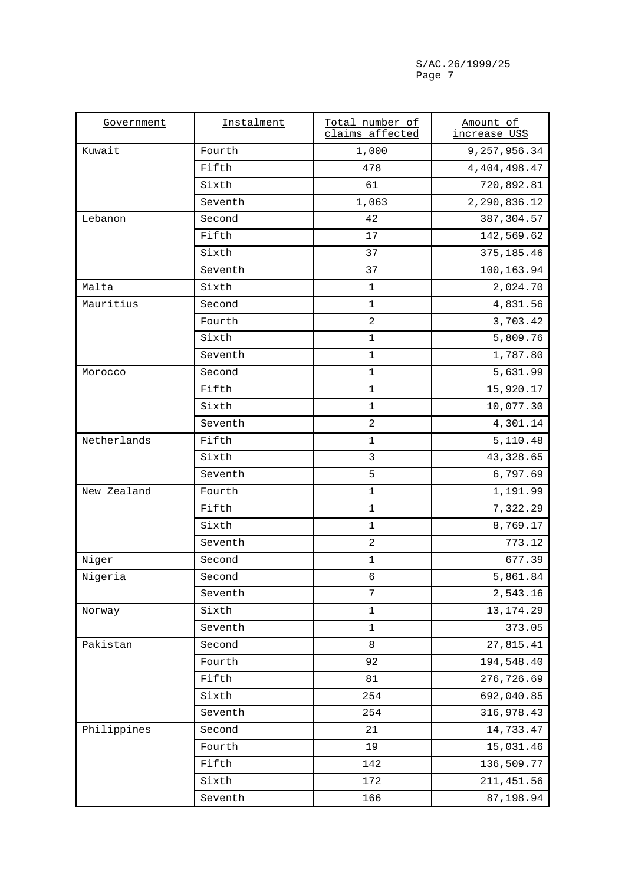| Government | Instalment | Total number of claims affected | Amount of increase US$ |
|---|---|---|---|
| Kuwait | Fourth | 1,000 | 9,257,956.34 |
| | Fifth | 478 | 4,404,498.47 |
| | Sixth | 61 | 720,892.81 |
| | Seventh | 1,063 | 2,290,836.12 |
| Lebanon | Second | 42 | 387,304.57 |
| | Fifth | 17 | 142,569.62 |
| | Sixth | 37 | 375,185.46 |
| | Seventh | 37 | 100,163.94 |
| Malta | Sixth | 1 | 2,024.70 |
| Mauritius | Second | 1 | 4,831.56 |
| | Fourth | 2 | 3,703.42 |
| | Sixth | 1 | 5,809.76 |
| | Seventh | 1 | 1,787.80 |
| Morocco | Second | 1 | 5,631.99 |
| | Fifth | 1 | 15,920.17 |
| | Sixth | 1 | 10,077.30 |
| | Seventh | 2 | 4,301.14 |
| Netherlands | Fifth | 1 | 5,110.48 |
| | Sixth | 3 | 43,328.65 |
| | Seventh | 5 | 6,797.69 |
| New Zealand | Fourth | 1 | 1,191.99 |
| | Fifth | 1 | 7,322.29 |
| | Sixth | 1 | 8,769.17 |
| | Seventh | 2 | 773.12 |
| Niger | Second | 1 | 677.39 |
| Nigeria | Second | 6 | 5,861.84 |
| | Seventh | 7 | 2,543.16 |
| Norway | Sixth | 1 | 13,174.29 |
| | Seventh | 1 | 373.05 |
| Pakistan | Second | 8 | 27,815.41 |
| | Fourth | 92 | 194,548.40 |
| | Fifth | 81 | 276,726.69 |
| | Sixth | 254 | 692,040.85 |
| | Seventh | 254 | 316,978.43 |
| Philippines | Second | 21 | 14,733.47 |
| | Fourth | 19 | 15,031.46 |
| | Fifth | 142 | 136,509.77 |
| | Sixth | 172 | 211,451.56 |
| | Seventh | 166 | 87,198.94 |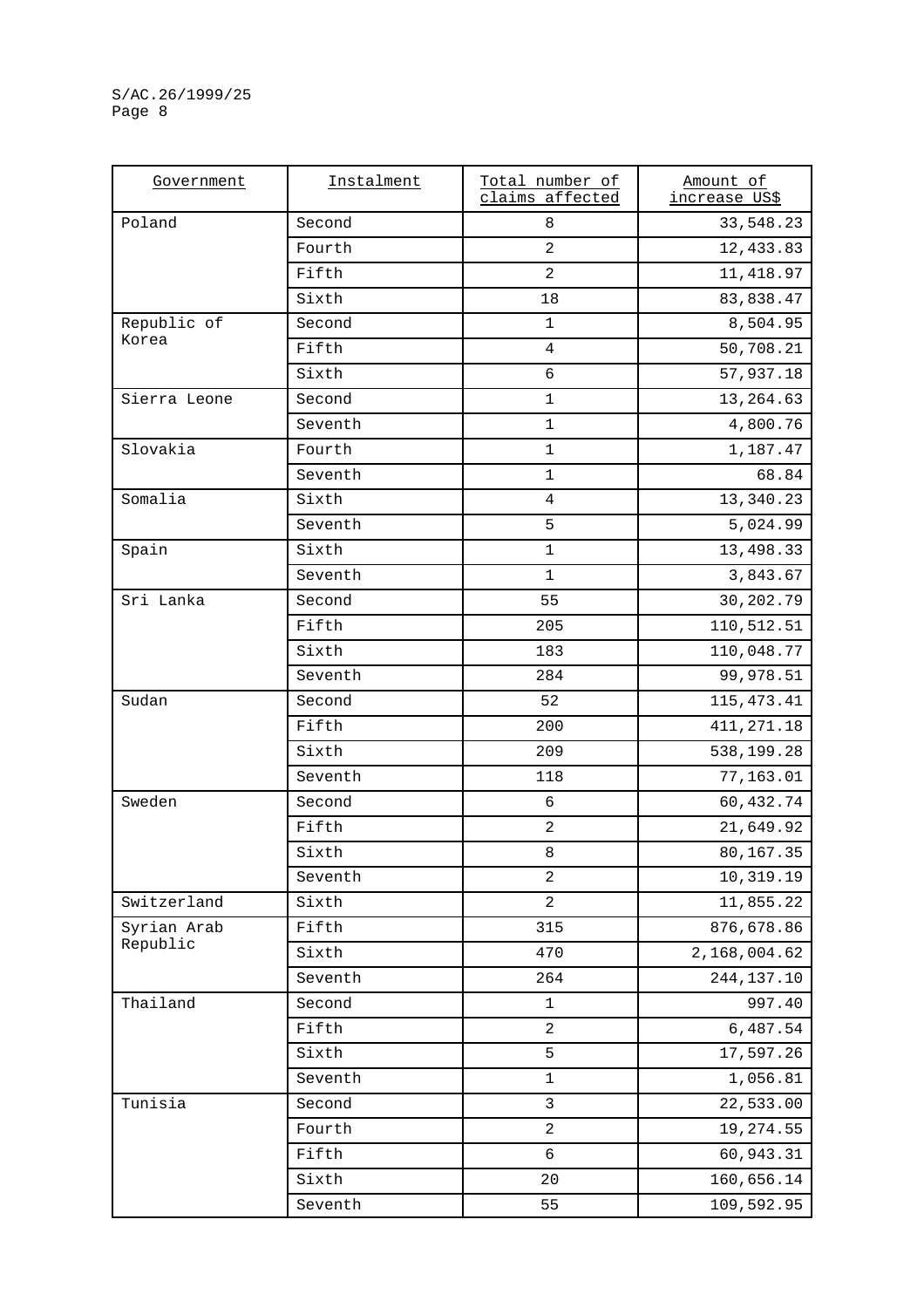| Government | Instalment | Total number of claims affected | Amount of increase US$ |
|---|---|---|---|
| Poland | Second | 8 | 33,548.23 |
| | Fourth | 2 | 12,433.83 |
| | Fifth | 2 | 11,418.97 |
| | Sixth | 18 | 83,838.47 |
| Republic of Korea | Second | 1 | 8,504.95 |
| | Fifth | 4 | 50,708.21 |
| | Sixth | 6 | 57,937.18 |
| Sierra Leone | Second | 1 | 13,264.63 |
| | Seventh | 1 | 4,800.76 |
| Slovakia | Fourth | 1 | 1,187.47 |
| | Seventh | 1 | 68.84 |
| Somalia | Sixth | 4 | 13,340.23 |
| | Seventh | 5 | 5,024.99 |
| Spain | Sixth | 1 | 13,498.33 |
| | Seventh | 1 | 3,843.67 |
| Sri Lanka | Second | 55 | 30,202.79 |
| | Fifth | 205 | 110,512.51 |
| | Sixth | 183 | 110,048.77 |
| | Seventh | 284 | 99,978.51 |
| Sudan | Second | 52 | 115,473.41 |
| | Fifth | 200 | 411,271.18 |
| | Sixth | 209 | 538,199.28 |
| | Seventh | 118 | 77,163.01 |
| Sweden | Second | 6 | 60,432.74 |
| | Fifth | 2 | 21,649.92 |
| | Sixth | 8 | 80,167.35 |
| | Seventh | 2 | 10,319.19 |
| Switzerland | Sixth | 2 | 11,855.22 |
| Syrian Arab Republic | Fifth | 315 | 876,678.86 |
| | Sixth | 470 | 2,168,004.62 |
| | Seventh | 264 | 244,137.10 |
| Thailand | Second | 1 | 997.40 |
| | Fifth | 2 | 6,487.54 |
| | Sixth | 5 | 17,597.26 |
| | Seventh | 1 | 1,056.81 |
| Tunisia | Second | 3 | 22,533.00 |
| | Fourth | 2 | 19,274.55 |
| | Fifth | 6 | 60,943.31 |
| | Sixth | 20 | 160,656.14 |
| | Seventh | 55 | 109,592.95 |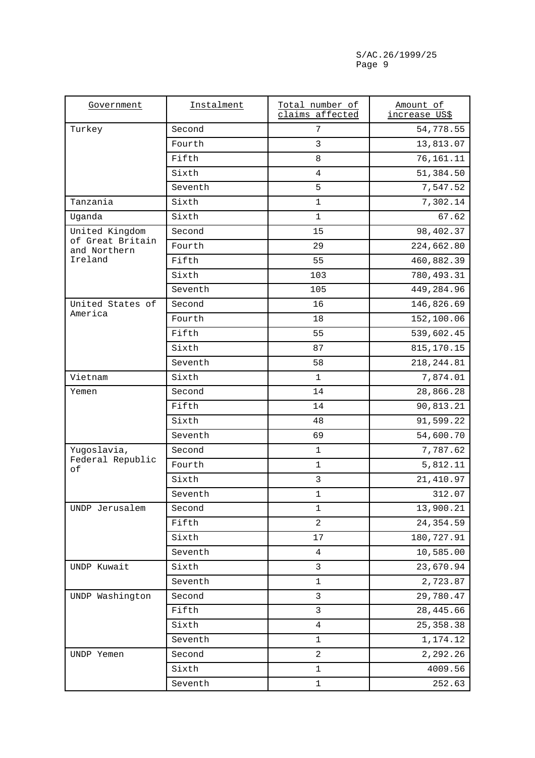| Government | Instalment | Total number of claims affected | Amount of increase US$ |
|---|---|---|---|
| Turkey | Second | 7 | 54,778.55 |
| | Fourth | 3 | 13,813.07 |
| | Fifth | 8 | 76,161.11 |
| | Sixth | 4 | 51,384.50 |
| | Seventh | 5 | 7,547.52 |
| Tanzania | Sixth | 1 | 7,302.14 |
| Uganda | Sixth | 1 | 67.62 |
| United Kingdom of Great Britain and Northern Ireland | Second | 15 | 98,402.37 |
| | Fourth | 29 | 224,662.80 |
| | Fifth | 55 | 460,882.39 |
| | Sixth | 103 | 780,493.31 |
| | Seventh | 105 | 449,284.96 |
| United States of America | Second | 16 | 146,826.69 |
| | Fourth | 18 | 152,100.06 |
| | Fifth | 55 | 539,602.45 |
| | Sixth | 87 | 815,170.15 |
| | Seventh | 58 | 218,244.81 |
| Vietnam | Sixth | 1 | 7,874.01 |
| Yemen | Second | 14 | 28,866.28 |
| | Fifth | 14 | 90,813.21 |
| | Sixth | 48 | 91,599.22 |
| | Seventh | 69 | 54,600.70 |
| Yugoslavia, Federal Republic of | Second | 1 | 7,787.62 |
| | Fourth | 1 | 5,812.11 |
| | Sixth | 3 | 21,410.97 |
| | Seventh | 1 | 312.07 |
| UNDP Jerusalem | Second | 1 | 13,900.21 |
| | Fifth | 2 | 24,354.59 |
| | Sixth | 17 | 180,727.91 |
| | Seventh | 4 | 10,585.00 |
| UNDP Kuwait | Sixth | 3 | 23,670.94 |
| | Seventh | 1 | 2,723.87 |
| UNDP Washington | Second | 3 | 29,780.47 |
| | Fifth | 3 | 28,445.66 |
| | Sixth | 4 | 25,358.38 |
| | Seventh | 1 | 1,174.12 |
| UNDP Yemen | Second | 2 | 2,292.26 |
| | Sixth | 1 | 4009.56 |
| | Seventh | 1 | 252.63 |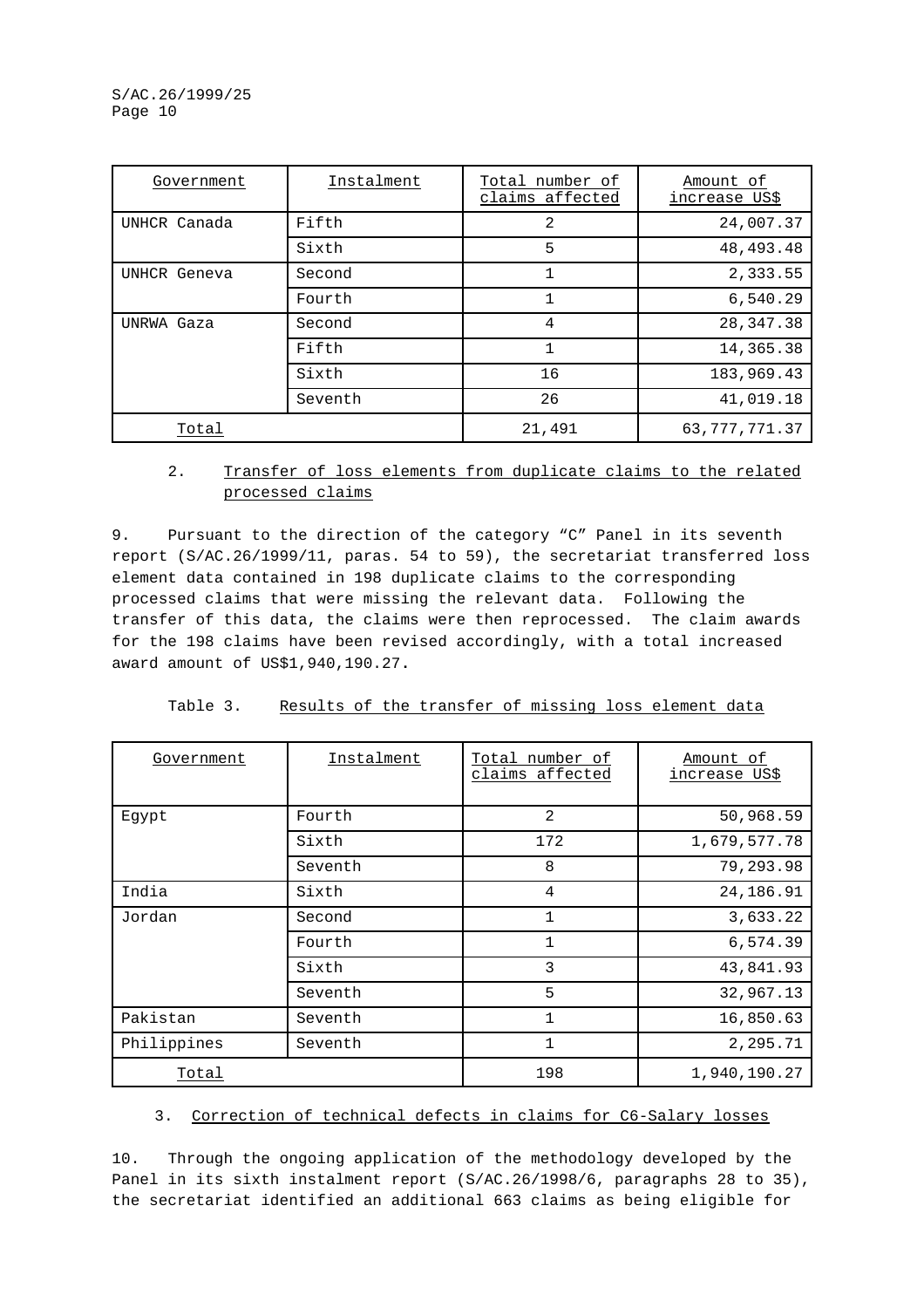| Government | Instalment | Total number of claims affected | Amount of increase US$ |
|---|---|---|---|
| UNHCR Canada | Fifth | 2 | 24,007.37 |
| | Sixth | 5 | 48,493.48 |
| UNHCR Geneva | Second | 1 | 2,333.55 |
| | Fourth | 1 | 6,540.29 |
| UNRWA Gaza | Second | 4 | 28,347.38 |
| | Fifth | 1 | 14,365.38 |
| | Sixth | 16 | 183,969.43 |
| | Seventh | 26 | 41,019.18 |
| Total | | 21,491 | 63,777,771.37 |

2. Transfer of loss elements from duplicate claims to the related processed claims

9. Pursuant to the direction of the category "C" Panel in its seventh report (S/AC.26/1999/11, paras. 54 to 59), the secretariat transferred loss element data contained in 198 duplicate claims to the corresponding processed claims that were missing the relevant data. Following the transfer of this data, the claims were then reprocessed. The claim awards for the 198 claims have been revised accordingly, with a total increased award amount of US$1,940,190.27.

Table 3. Results of the transfer of missing loss element data

| Government | Instalment | Total number of claims affected | Amount of increase US$ |
|---|---|---|---|
| Egypt | Fourth | 2 | 50,968.59 |
| | Sixth | 172 | 1,679,577.78 |
| | Seventh | 8 | 79,293.98 |
| India | Sixth | 4 | 24,186.91 |
| Jordan | Second | 1 | 3,633.22 |
| | Fourth | 1 | 6,574.39 |
| | Sixth | 3 | 43,841.93 |
| | Seventh | 5 | 32,967.13 |
| Pakistan | Seventh | 1 | 16,850.63 |
| Philippines | Seventh | 1 | 2,295.71 |
| Total | | 198 | 1,940,190.27 |

3. Correction of technical defects in claims for C6-Salary losses

10. Through the ongoing application of the methodology developed by the Panel in its sixth instalment report (S/AC.26/1998/6, paragraphs 28 to 35), the secretariat identified an additional 663 claims as being eligible for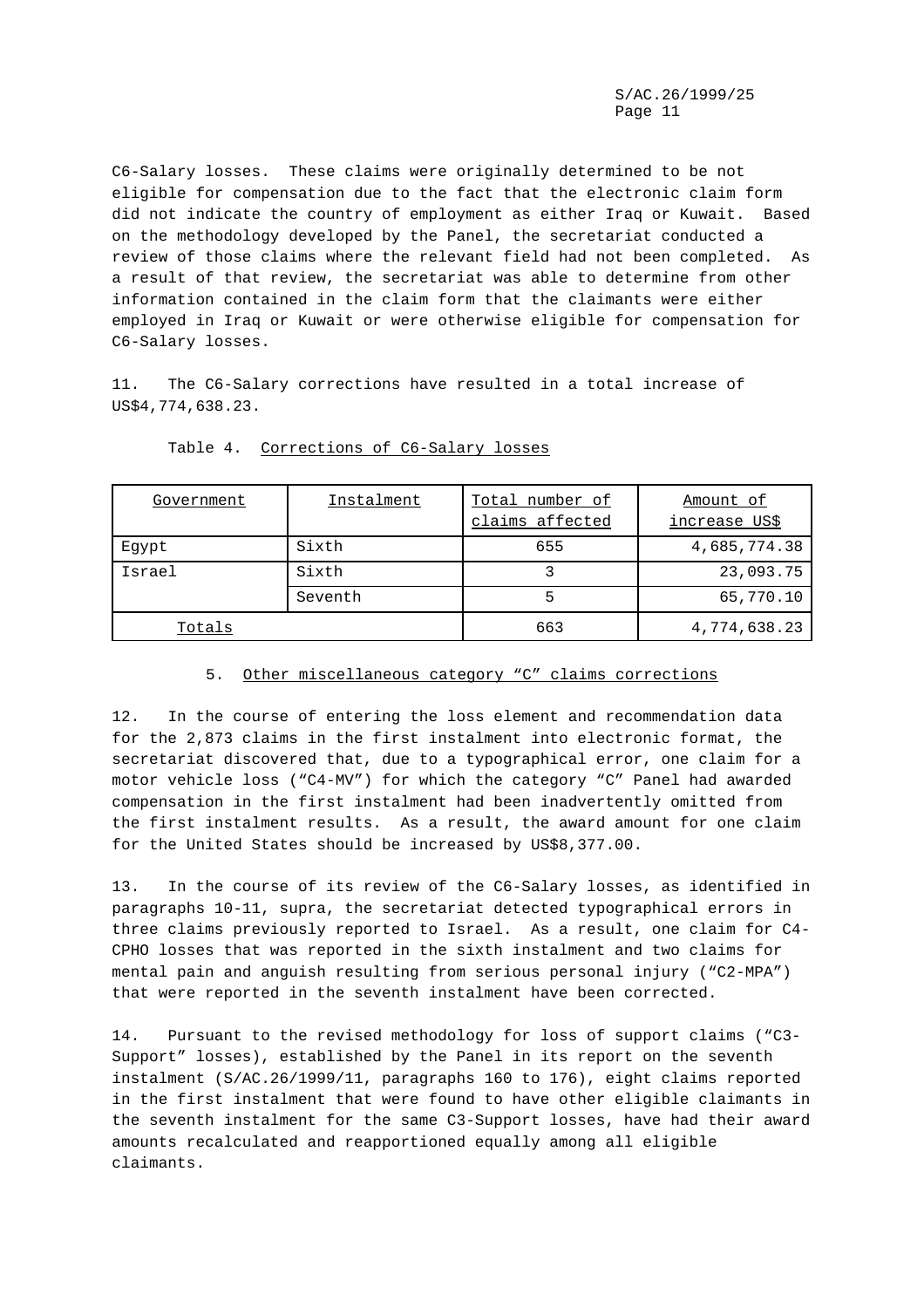C6-Salary losses. These claims were originally determined to be not eligible for compensation due to the fact that the electronic claim form did not indicate the country of employment as either Iraq or Kuwait. Based on the methodology developed by the Panel, the secretariat conducted a review of those claims where the relevant field had not been completed. As a result of that review, the secretariat was able to determine from other information contained in the claim form that the claimants were either employed in Iraq or Kuwait or were otherwise eligible for compensation for C6-Salary losses.

11. The C6-Salary corrections have resulted in a total increase of US$4,774,638.23.

Table 4. Corrections of C6-Salary losses

| Government | Instalment | Total number of claims affected | Amount of increase US$ |
|---|---|---|---|
| Egypt | Sixth | 655 | 4,685,774.38 |
| Israel | Sixth | 3 | 23,093.75 |
| | Seventh | 5 | 65,770.10 |
| Totals | | 663 | 4,774,638.23 |

### 5. Other miscellaneous category "C" claims corrections

12. In the course of entering the loss element and recommendation data for the 2,873 claims in the first instalment into electronic format, the secretariat discovered that, due to a typographical error, one claim for a motor vehicle loss ("C4-MV") for which the category "C" Panel had awarded compensation in the first instalment had been inadvertently omitted from the first instalment results. As a result, the award amount for one claim for the United States should be increased by US$8,377.00.

13. In the course of its review of the C6-Salary losses, as identified in paragraphs 10-11, supra, the secretariat detected typographical errors in three claims previously reported to Israel. As a result, one claim for C4-CPHO losses that was reported in the sixth instalment and two claims for mental pain and anguish resulting from serious personal injury ("C2-MPA") that were reported in the seventh instalment have been corrected.

14. Pursuant to the revised methodology for loss of support claims ("C3-Support" losses), established by the Panel in its report on the seventh instalment (S/AC.26/1999/11, paragraphs 160 to 176), eight claims reported in the first instalment that were found to have other eligible claimants in the seventh instalment for the same C3-Support losses, have had their award amounts recalculated and reapportioned equally among all eligible claimants.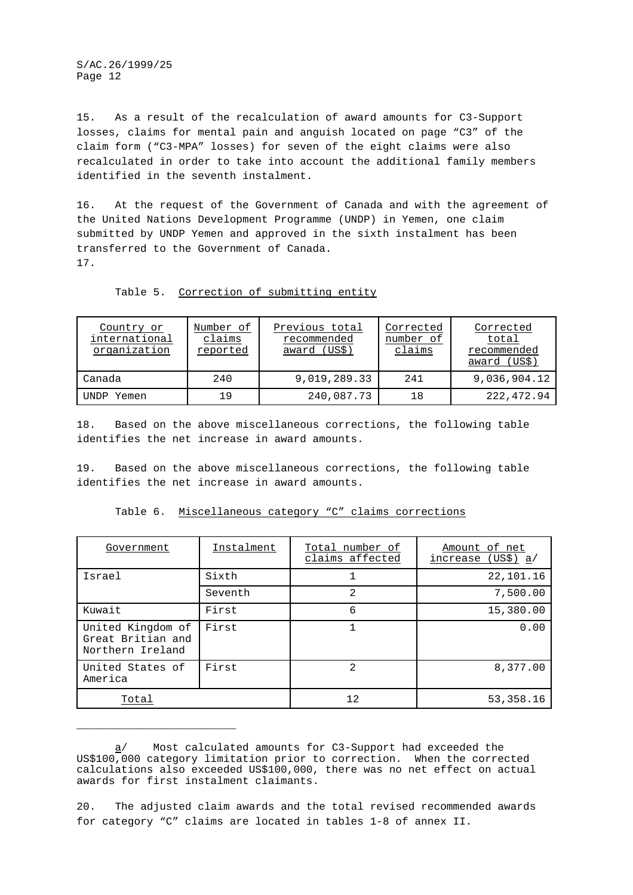15. As a result of the recalculation of award amounts for C3-Support losses, claims for mental pain and anguish located on page “C3” of the claim form (“C3-MPA” losses) for seven of the eight claims were also recalculated in order to take into account the additional family members identified in the seventh instalment.

16. At the request of the Government of Canada and with the agreement of the United Nations Development Programme (UNDP) in Yemen, one claim submitted by UNDP Yemen and approved in the sixth instalment has been transferred to the Government of Canada.

17.

Table 5. Correction of submitting entity

| Country or international organization | Number of claims reported | Previous total recommended award (US$) | Corrected number of claims | Corrected total recommended award (US$) |
|---|---|---|---|---|
| Canada | 240 | 9,019,289.33 | 241 | 9,036,904.12 |
| UNDP Yemen | 19 | 240,087.73 | 18 | 222,472.94 |

18. Based on the above miscellaneous corrections, the following table identifies the net increase in award amounts.

19. Based on the above miscellaneous corrections, the following table identifies the net increase in award amounts.

Table 6. Miscellaneous category “C” claims corrections

| Government | Instalment | Total number of claims affected | Amount of net increase (US$) a/ |
|---|---|---|---|
| Israel | Sixth | 1 | 22,101.16 |
| | Seventh | 2 | 7,500.00 |
| Kuwait | First | 6 | 15,380.00 |
| United Kingdom of Great Britian and Northern Ireland | First | 1 | 0.00 |
| United States of America | First | 2 | 8,377.00 |
| Total | | 12 | 53,358.16 |

a/ Most calculated amounts for C3-Support had exceeded the US$100,000 category limitation prior to correction. When the corrected calculations also exceeded US$100,000, there was no net effect on actual awards for first instalment claimants.

20. The adjusted claim awards and the total revised recommended awards for category “C” claims are located in tables 1-8 of annex II.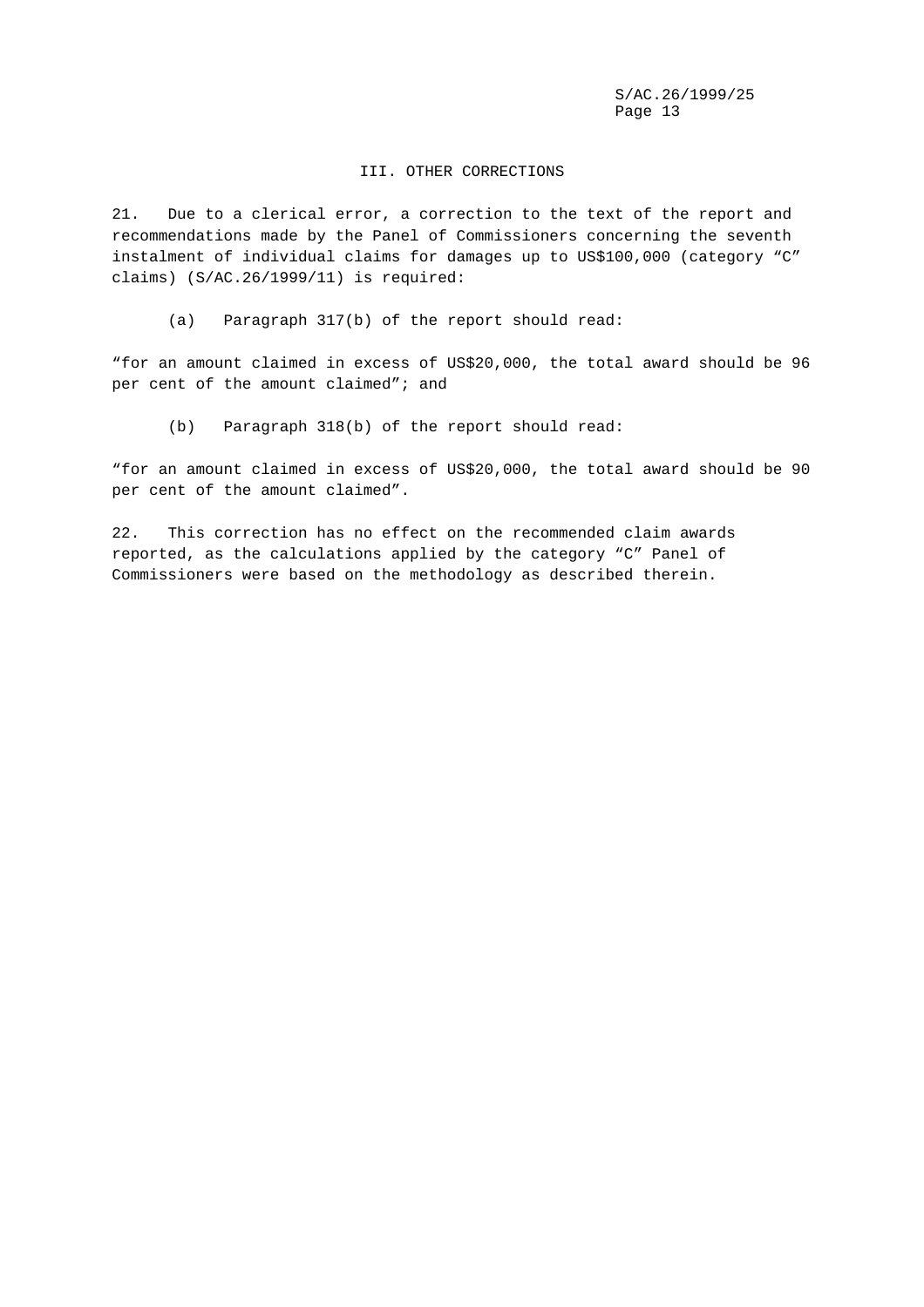## III. OTHER CORRECTIONS

21. Due to a clerical error, a correction to the text of the report and recommendations made by the Panel of Commissioners concerning the seventh instalment of individual claims for damages up to US$100,000 (category “C” claims) (S/AC.26/1999/11) is required:

(a) Paragraph 317(b) of the report should read:

“for an amount claimed in excess of US$20,000, the total award should be 96 per cent of the amount claimed”; and

(b) Paragraph 318(b) of the report should read:

“for an amount claimed in excess of US$20,000, the total award should be 90 per cent of the amount claimed”.

22. This correction has no effect on the recommended claim awards reported, as the calculations applied by the category “C” Panel of Commissioners were based on the methodology as described therein.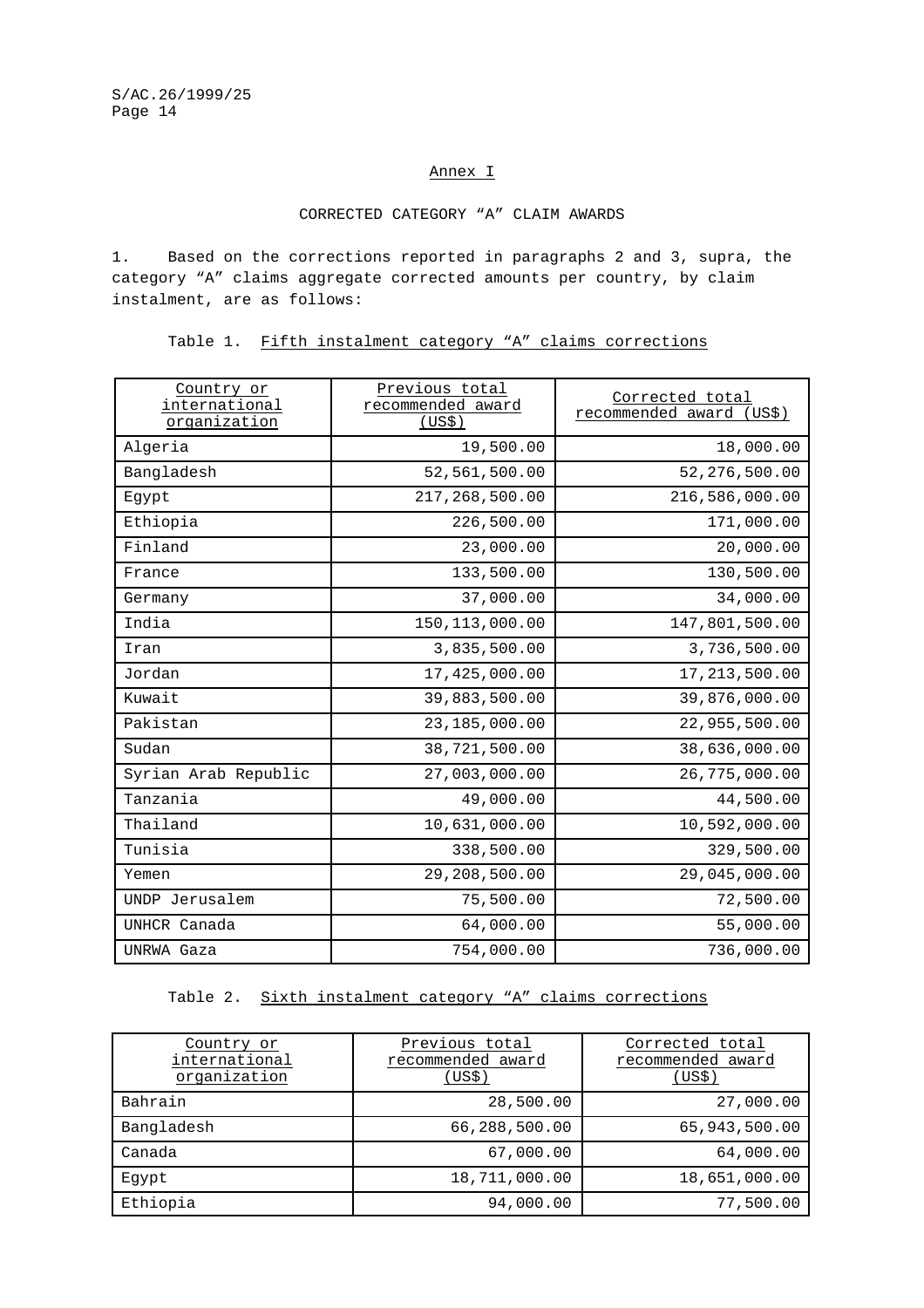## Annex I

### CORRECTED CATEGORY “A” CLAIM AWARDS

1. Based on the corrections reported in paragraphs 2 and 3, supra, the category “A” claims aggregate corrected amounts per country, by claim instalment, are as follows:

Table 1. Fifth instalment category “A” claims corrections

| Country or international organization | Previous total recommended award (US$) | Corrected total recommended award (US$) |
|---|---:|---:|
| Algeria | 19,500.00 | 18,000.00 |
| Bangladesh | 52,561,500.00 | 52,276,500.00 |
| Egypt | 217,268,500.00 | 216,586,000.00 |
| Ethiopia | 226,500.00 | 171,000.00 |
| Finland | 23,000.00 | 20,000.00 |
| France | 133,500.00 | 130,500.00 |
| Germany | 37,000.00 | 34,000.00 |
| India | 150,113,000.00 | 147,801,500.00 |
| Iran | 3,835,500.00 | 3,736,500.00 |
| Jordan | 17,425,000.00 | 17,213,500.00 |
| Kuwait | 39,883,500.00 | 39,876,000.00 |
| Pakistan | 23,185,000.00 | 22,955,500.00 |
| Sudan | 38,721,500.00 | 38,636,000.00 |
| Syrian Arab Republic | 27,003,000.00 | 26,775,000.00 |
| Tanzania | 49,000.00 | 44,500.00 |
| Thailand | 10,631,000.00 | 10,592,000.00 |
| Tunisia | 338,500.00 | 329,500.00 |
| Yemen | 29,208,500.00 | 29,045,000.00 |
| UNDP Jerusalem | 75,500.00 | 72,500.00 |
| UNHCR Canada | 64,000.00 | 55,000.00 |
| UNRWA Gaza | 754,000.00 | 736,000.00 |

Table 2. Sixth instalment category “A” claims corrections

| Country or international organization | Previous total recommended award (US$) | Corrected total recommended award (US$) |
|---|---:|---:|
| Bahrain | 28,500.00 | 27,000.00 |
| Bangladesh | 66,288,500.00 | 65,943,500.00 |
| Canada | 67,000.00 | 64,000.00 |
| Egypt | 18,711,000.00 | 18,651,000.00 |
| Ethiopia | 94,000.00 | 77,500.00 |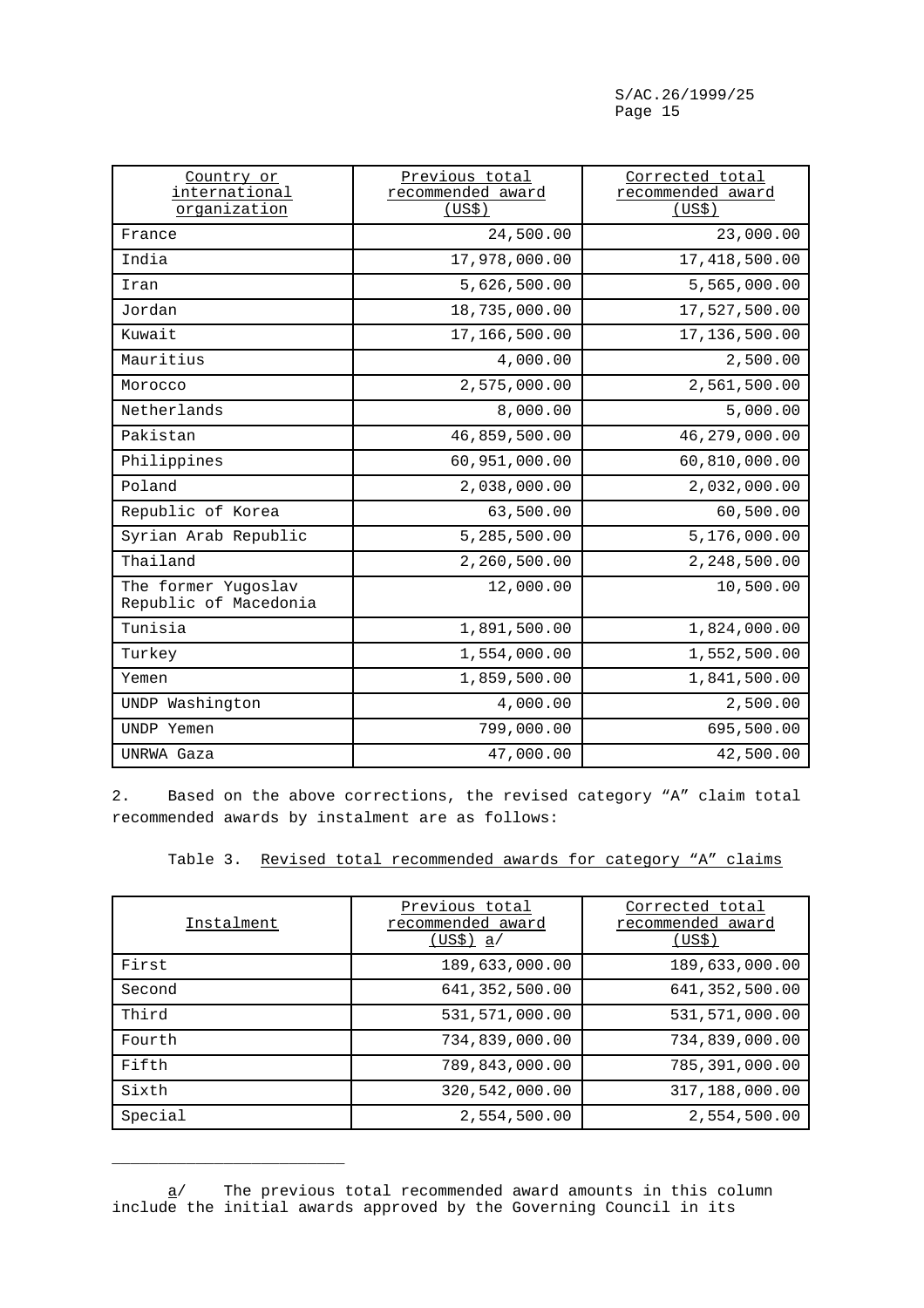| Country or international organization | Previous total recommended award (US$) | Corrected total recommended award (US$) |
|---|---|---|
| France | 24,500.00 | 23,000.00 |
| India | 17,978,000.00 | 17,418,500.00 |
| Iran | 5,626,500.00 | 5,565,000.00 |
| Jordan | 18,735,000.00 | 17,527,500.00 |
| Kuwait | 17,166,500.00 | 17,136,500.00 |
| Mauritius | 4,000.00 | 2,500.00 |
| Morocco | 2,575,000.00 | 2,561,500.00 |
| Netherlands | 8,000.00 | 5,000.00 |
| Pakistan | 46,859,500.00 | 46,279,000.00 |
| Philippines | 60,951,000.00 | 60,810,000.00 |
| Poland | 2,038,000.00 | 2,032,000.00 |
| Republic of Korea | 63,500.00 | 60,500.00 |
| Syrian Arab Republic | 5,285,500.00 | 5,176,000.00 |
| Thailand | 2,260,500.00 | 2,248,500.00 |
| The former Yugoslav Republic of Macedonia | 12,000.00 | 10,500.00 |
| Tunisia | 1,891,500.00 | 1,824,000.00 |
| Turkey | 1,554,000.00 | 1,552,500.00 |
| Yemen | 1,859,500.00 | 1,841,500.00 |
| UNDP Washington | 4,000.00 | 2,500.00 |
| UNDP Yemen | 799,000.00 | 695,500.00 |
| UNRWA Gaza | 47,000.00 | 42,500.00 |

2. Based on the above corrections, the revised category "A" claim total recommended awards by instalment are as follows:

Table 3. Revised total recommended awards for category "A" claims

| Instalment | Previous total recommended award (US$) a/ | Corrected total recommended award (US$) |
|---|---|---|
| First | 189,633,000.00 | 189,633,000.00 |
| Second | 641,352,500.00 | 641,352,500.00 |
| Third | 531,571,000.00 | 531,571,000.00 |
| Fourth | 734,839,000.00 | 734,839,000.00 |
| Fifth | 789,843,000.00 | 785,391,000.00 |
| Sixth | 320,542,000.00 | 317,188,000.00 |
| Special | 2,554,500.00 | 2,554,500.00 |

---

a/ The previous total recommended award amounts in this column include the initial awards approved by the Governing Council in its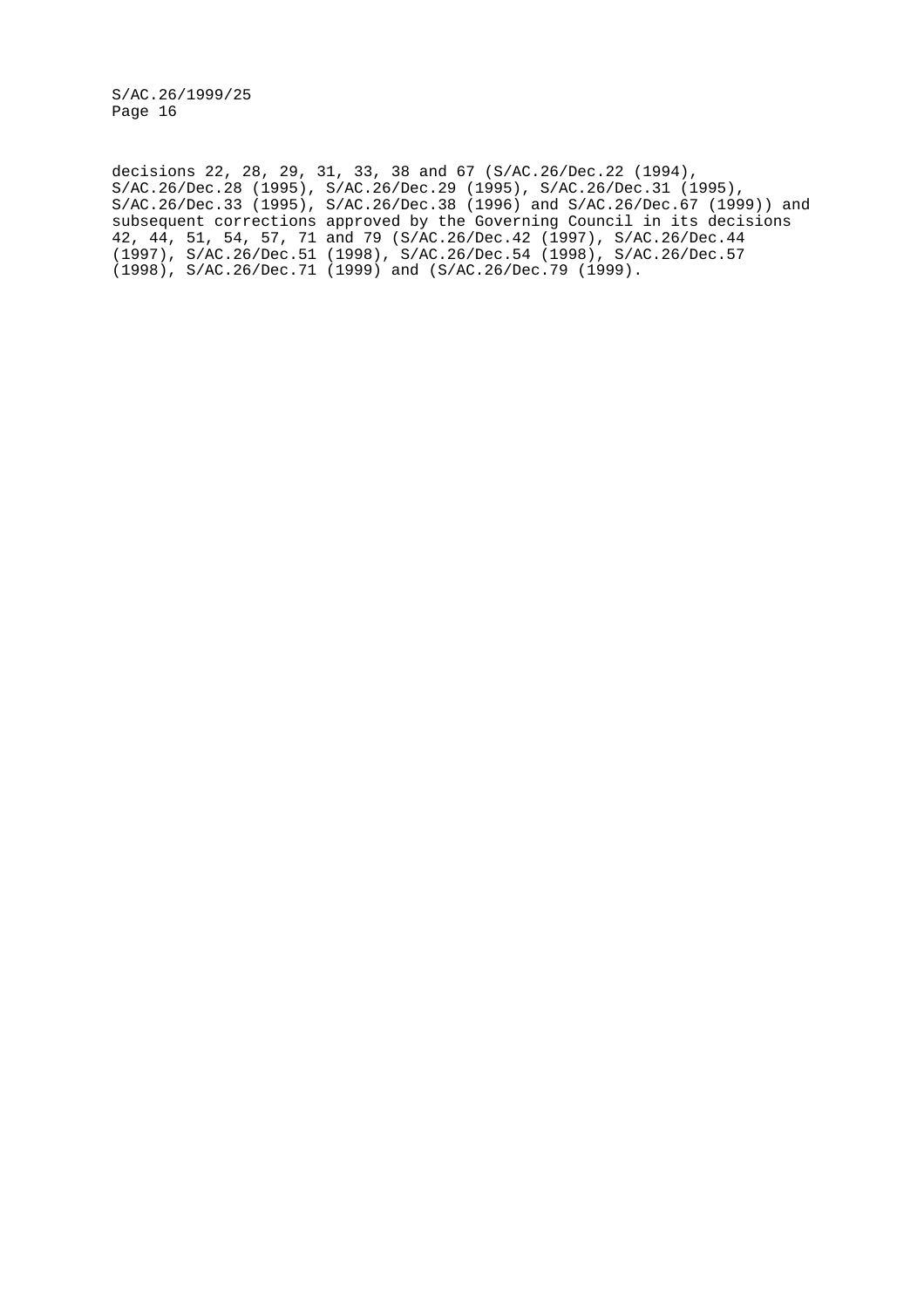decisions 22, 28, 29, 31, 33, 38 and 67 (S/AC.26/Dec.22 (1994), S/AC.26/Dec.28 (1995), S/AC.26/Dec.29 (1995), S/AC.26/Dec.31 (1995), S/AC.26/Dec.33 (1995), S/AC.26/Dec.38 (1996) and S/AC.26/Dec.67 (1999)) and subsequent corrections approved by the Governing Council in its decisions 42, 44, 51, 54, 57, 71 and 79 (S/AC.26/Dec.42 (1997), S/AC.26/Dec.44 (1997), S/AC.26/Dec.51 (1998), S/AC.26/Dec.54 (1998), S/AC.26/Dec.57 (1998), S/AC.26/Dec.71 (1999) and (S/AC.26/Dec.79 (1999).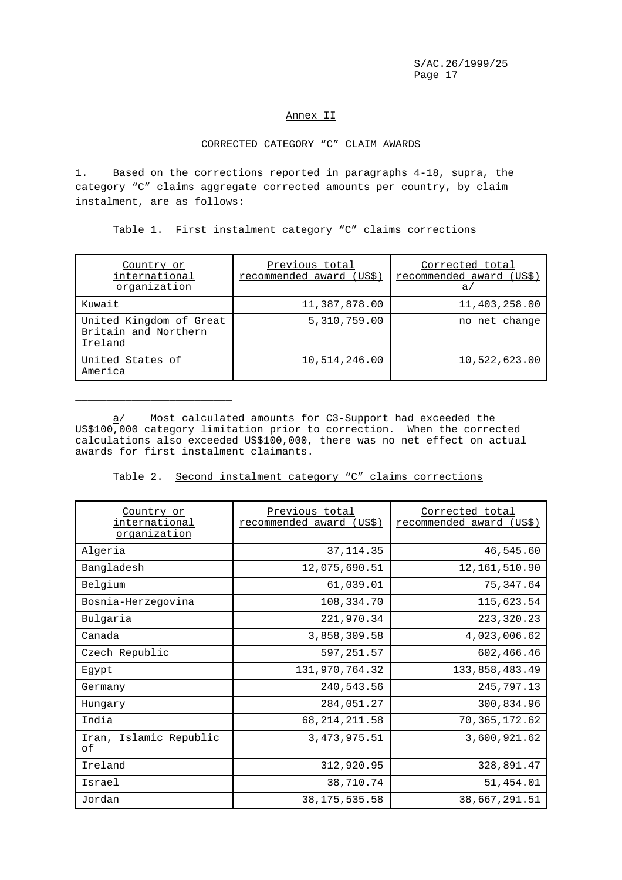## Annex II

### CORRECTED CATEGORY "C" CLAIM AWARDS

1. Based on the corrections reported in paragraphs 4-18, supra, the category "C" claims aggregate corrected amounts per country, by claim instalment, are as follows:

Table 1. First instalment category "C" claims corrections

| Country or international organization | Previous total recommended award (US$) | Corrected total recommended award (US$) a/ |
|---|---|---|
| Kuwait | 11,387,878.00 | 11,403,258.00 |
| United Kingdom of Great Britain and Northern Ireland | 5,310,759.00 | no net change |
| United States of America | 10,514,246.00 | 10,522,623.00 |

---

a/ Most calculated amounts for C3-Support had exceeded the US$100,000 category limitation prior to correction. When the corrected calculations also exceeded US$100,000, there was no net effect on actual awards for first instalment claimants.

Table 2. Second instalment category "C" claims corrections

| Country or international organization | Previous total recommended award (US$) | Corrected total recommended award (US$) |
|---|---|---|
| Algeria | 37,114.35 | 46,545.60 |
| Bangladesh | 12,075,690.51 | 12,161,510.90 |
| Belgium | 61,039.01 | 75,347.64 |
| Bosnia-Herzegovina | 108,334.70 | 115,623.54 |
| Bulgaria | 221,970.34 | 223,320.23 |
| Canada | 3,858,309.58 | 4,023,006.62 |
| Czech Republic | 597,251.57 | 602,466.46 |
| Egypt | 131,970,764.32 | 133,858,483.49 |
| Germany | 240,543.56 | 245,797.13 |
| Hungary | 284,051.27 | 300,834.96 |
| India | 68,214,211.58 | 70,365,172.62 |
| Iran, Islamic Republic of | 3,473,975.51 | 3,600,921.62 |
| Ireland | 312,920.95 | 328,891.47 |
| Israel | 38,710.74 | 51,454.01 |
| Jordan | 38,175,535.58 | 38,667,291.51 |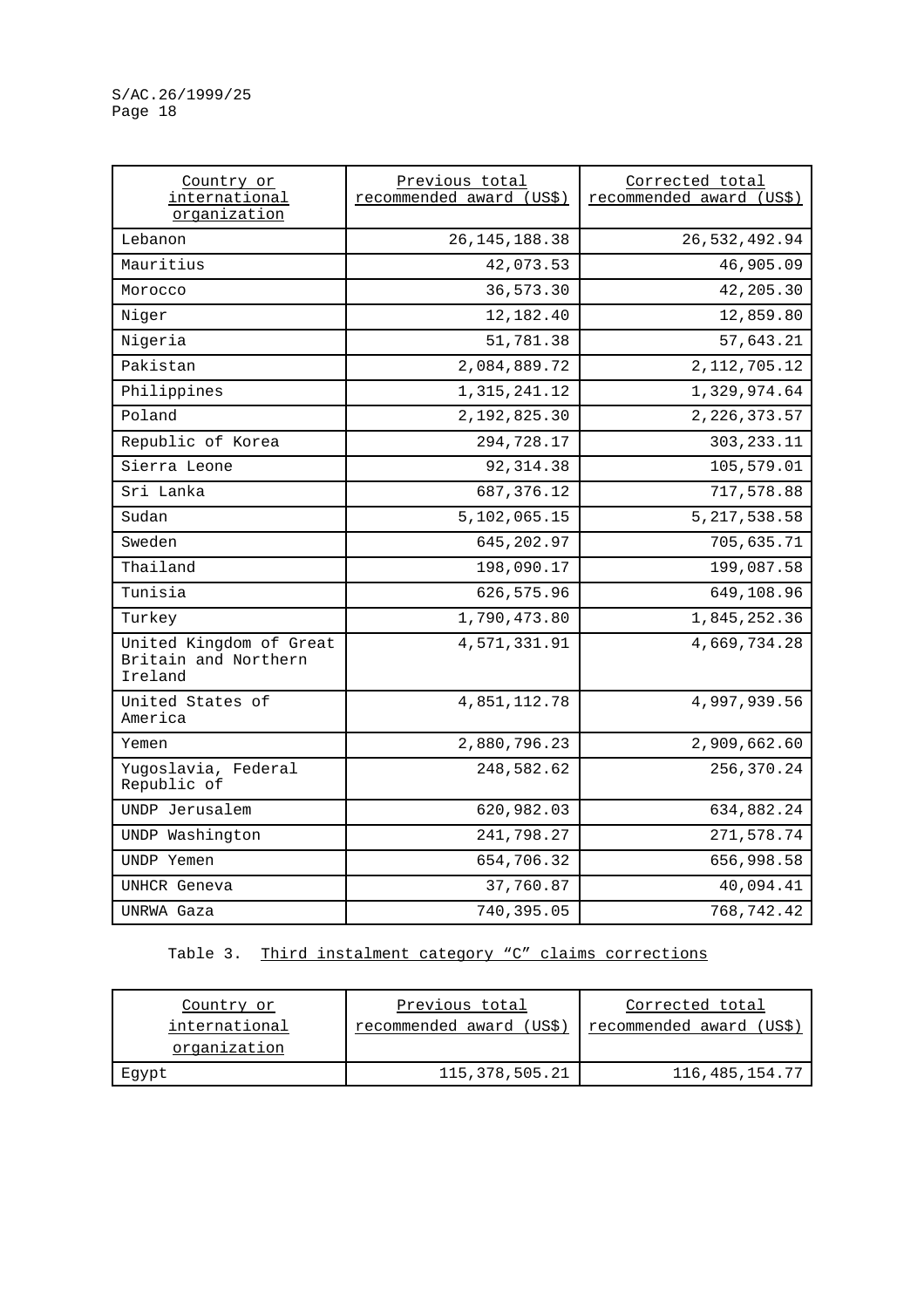| Country or international organization | Previous total recommended award (US$) | Corrected total recommended award (US$) |
|---|---|---|
| Lebanon | 26,145,188.38 | 26,532,492.94 |
| Mauritius | 42,073.53 | 46,905.09 |
| Morocco | 36,573.30 | 42,205.30 |
| Niger | 12,182.40 | 12,859.80 |
| Nigeria | 51,781.38 | 57,643.21 |
| Pakistan | 2,084,889.72 | 2,112,705.12 |
| Philippines | 1,315,241.12 | 1,329,974.64 |
| Poland | 2,192,825.30 | 2,226,373.57 |
| Republic of Korea | 294,728.17 | 303,233.11 |
| Sierra Leone | 92,314.38 | 105,579.01 |
| Sri Lanka | 687,376.12 | 717,578.88 |
| Sudan | 5,102,065.15 | 5,217,538.58 |
| Sweden | 645,202.97 | 705,635.71 |
| Thailand | 198,090.17 | 199,087.58 |
| Tunisia | 626,575.96 | 649,108.96 |
| Turkey | 1,790,473.80 | 1,845,252.36 |
| United Kingdom of Great Britain and Northern Ireland | 4,571,331.91 | 4,669,734.28 |
| United States of America | 4,851,112.78 | 4,997,939.56 |
| Yemen | 2,880,796.23 | 2,909,662.60 |
| Yugoslavia, Federal Republic of | 248,582.62 | 256,370.24 |
| UNDP Jerusalem | 620,982.03 | 634,882.24 |
| UNDP Washington | 241,798.27 | 271,578.74 |
| UNDP Yemen | 654,706.32 | 656,998.58 |
| UNHCR Geneva | 37,760.87 | 40,094.41 |
| UNRWA Gaza | 740,395.05 | 768,742.42 |

Table 3. Third instalment category "C" claims corrections

| Country or international organization | Previous total recommended award (US$) | Corrected total recommended award (US$) |
|---|---|---|
| Egypt | 115,378,505.21 | 116,485,154.77 |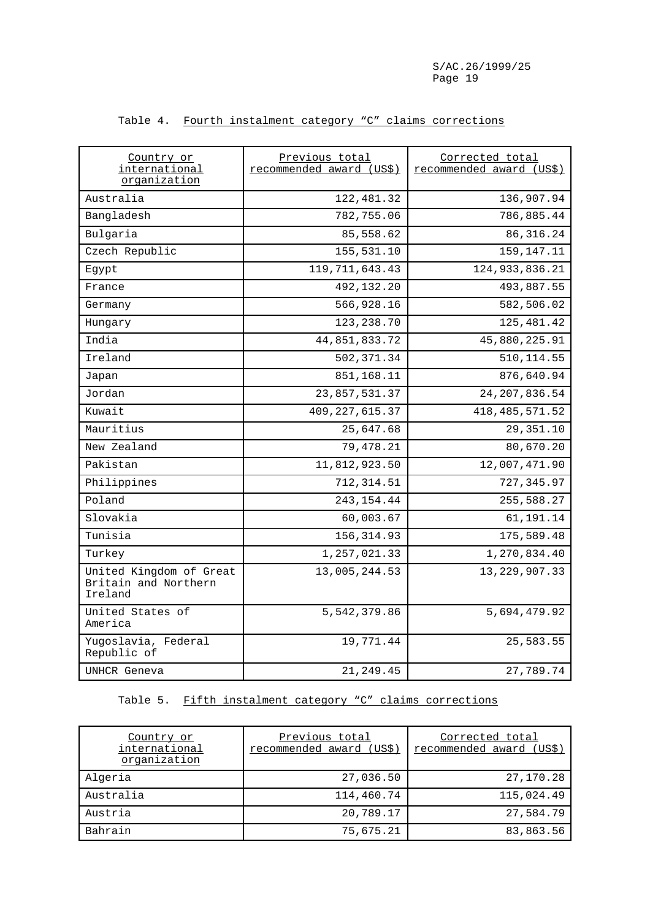Table 4. Fourth instalment category "C" claims corrections

| Country or international organization | Previous total recommended award (US$) | Corrected total recommended award (US$) |
|---|---:|---:|
| Australia | 122,481.32 | 136,907.94 |
| Bangladesh | 782,755.06 | 786,885.44 |
| Bulgaria | 85,558.62 | 86,316.24 |
| Czech Republic | 155,531.10 | 159,147.11 |
| Egypt | 119,711,643.43 | 124,933,836.21 |
| France | 492,132.20 | 493,887.55 |
| Germany | 566,928.16 | 582,506.02 |
| Hungary | 123,238.70 | 125,481.42 |
| India | 44,851,833.72 | 45,880,225.91 |
| Ireland | 502,371.34 | 510,114.55 |
| Japan | 851,168.11 | 876,640.94 |
| Jordan | 23,857,531.37 | 24,207,836.54 |
| Kuwait | 409,227,615.37 | 418,485,571.52 |
| Mauritius | 25,647.68 | 29,351.10 |
| New Zealand | 79,478.21 | 80,670.20 |
| Pakistan | 11,812,923.50 | 12,007,471.90 |
| Philippines | 712,314.51 | 727,345.97 |
| Poland | 243,154.44 | 255,588.27 |
| Slovakia | 60,003.67 | 61,191.14 |
| Tunisia | 156,314.93 | 175,589.48 |
| Turkey | 1,257,021.33 | 1,270,834.40 |
| United Kingdom of Great Britain and Northern Ireland | 13,005,244.53 | 13,229,907.33 |
| United States of America | 5,542,379.86 | 5,694,479.92 |
| Yugoslavia, Federal Republic of | 19,771.44 | 25,583.55 |
| UNHCR Geneva | 21,249.45 | 27,789.74 |

Table 5. Fifth instalment category "C" claims corrections

| Country or international organization | Previous total recommended award (US$) | Corrected total recommended award (US$) |
|---|---:|---:|
| Algeria | 27,036.50 | 27,170.28 |
| Australia | 114,460.74 | 115,024.49 |
| Austria | 20,789.17 | 27,584.79 |
| Bahrain | 75,675.21 | 83,863.56 |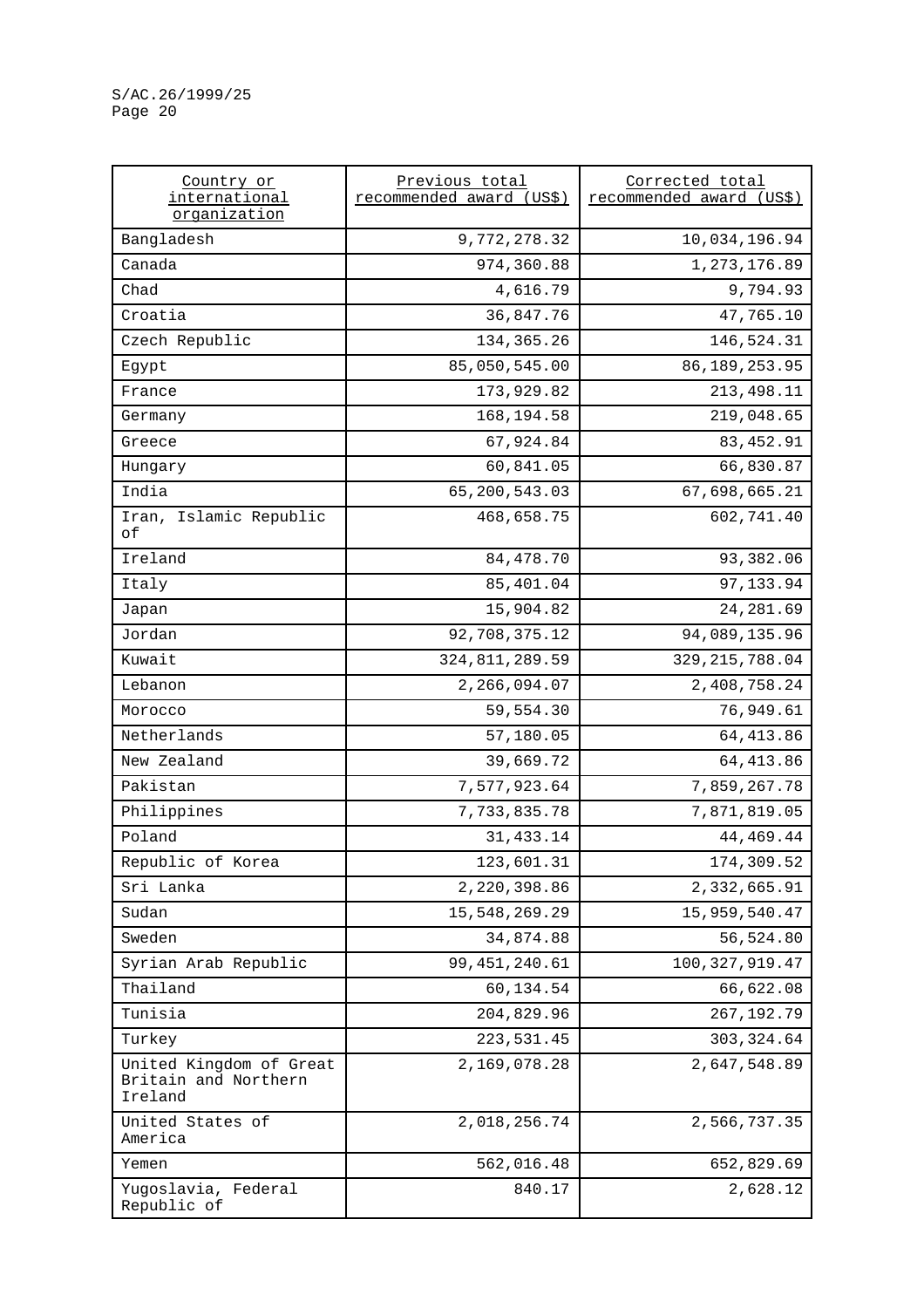| Country or international organization | Previous total recommended award (US$) | Corrected total recommended award (US$) |
|---|---:|---:|
| Bangladesh | 9,772,278.32 | 10,034,196.94 |
| Canada | 974,360.88 | 1,273,176.89 |
| Chad | 4,616.79 | 9,794.93 |
| Croatia | 36,847.76 | 47,765.10 |
| Czech Republic | 134,365.26 | 146,524.31 |
| Egypt | 85,050,545.00 | 86,189,253.95 |
| France | 173,929.82 | 213,498.11 |
| Germany | 168,194.58 | 219,048.65 |
| Greece | 67,924.84 | 83,452.91 |
| Hungary | 60,841.05 | 66,830.87 |
| India | 65,200,543.03 | 67,698,665.21 |
| Iran, Islamic Republic of | 468,658.75 | 602,741.40 |
| Ireland | 84,478.70 | 93,382.06 |
| Italy | 85,401.04 | 97,133.94 |
| Japan | 15,904.82 | 24,281.69 |
| Jordan | 92,708,375.12 | 94,089,135.96 |
| Kuwait | 324,811,289.59 | 329,215,788.04 |
| Lebanon | 2,266,094.07 | 2,408,758.24 |
| Morocco | 59,554.30 | 76,949.61 |
| Netherlands | 57,180.05 | 64,413.86 |
| New Zealand | 39,669.72 | 64,413.86 |
| Pakistan | 7,577,923.64 | 7,859,267.78 |
| Philippines | 7,733,835.78 | 7,871,819.05 |
| Poland | 31,433.14 | 44,469.44 |
| Republic of Korea | 123,601.31 | 174,309.52 |
| Sri Lanka | 2,220,398.86 | 2,332,665.91 |
| Sudan | 15,548,269.29 | 15,959,540.47 |
| Sweden | 34,874.88 | 56,524.80 |
| Syrian Arab Republic | 99,451,240.61 | 100,327,919.47 |
| Thailand | 60,134.54 | 66,622.08 |
| Tunisia | 204,829.96 | 267,192.79 |
| Turkey | 223,531.45 | 303,324.64 |
| United Kingdom of Great Britain and Northern Ireland | 2,169,078.28 | 2,647,548.89 |
| United States of America | 2,018,256.74 | 2,566,737.35 |
| Yemen | 562,016.48 | 652,829.69 |
| Yugoslavia, Federal Republic of | 840.17 | 2,628.12 |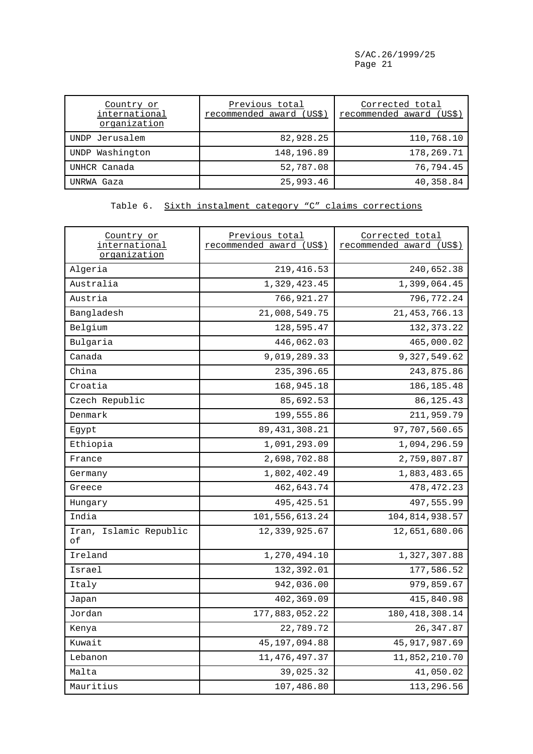| Country or international organization | Previous total recommended award (US$) | Corrected total recommended award (US$) |
|---|---|---|
| UNDP Jerusalem | 82,928.25 | 110,768.10 |
| UNDP Washington | 148,196.89 | 178,269.71 |
| UNHCR Canada | 52,787.08 | 76,794.45 |
| UNRWA Gaza | 25,993.46 | 40,358.84 |

Table 6. Sixth instalment category "C" claims corrections

| Country or international organization | Previous total recommended award (US$) | Corrected total recommended award (US$) |
|---|---|---|
| Algeria | 219,416.53 | 240,652.38 |
| Australia | 1,329,423.45 | 1,399,064.45 |
| Austria | 766,921.27 | 796,772.24 |
| Bangladesh | 21,008,549.75 | 21,453,766.13 |
| Belgium | 128,595.47 | 132,373.22 |
| Bulgaria | 446,062.03 | 465,000.02 |
| Canada | 9,019,289.33 | 9,327,549.62 |
| China | 235,396.65 | 243,875.86 |
| Croatia | 168,945.18 | 186,185.48 |
| Czech Republic | 85,692.53 | 86,125.43 |
| Denmark | 199,555.86 | 211,959.79 |
| Egypt | 89,431,308.21 | 97,707,560.65 |
| Ethiopia | 1,091,293.09 | 1,094,296.59 |
| France | 2,698,702.88 | 2,759,807.87 |
| Germany | 1,802,402.49 | 1,883,483.65 |
| Greece | 462,643.74 | 478,472.23 |
| Hungary | 495,425.51 | 497,555.99 |
| India | 101,556,613.24 | 104,814,938.57 |
| Iran, Islamic Republic of | 12,339,925.67 | 12,651,680.06 |
| Ireland | 1,270,494.10 | 1,327,307.88 |
| Israel | 132,392.01 | 177,586.52 |
| Italy | 942,036.00 | 979,859.67 |
| Japan | 402,369.09 | 415,840.98 |
| Jordan | 177,883,052.22 | 180,418,308.14 |
| Kenya | 22,789.72 | 26,347.87 |
| Kuwait | 45,197,094.88 | 45,917,987.69 |
| Lebanon | 11,476,497.37 | 11,852,210.70 |
| Malta | 39,025.32 | 41,050.02 |
| Mauritius | 107,486.80 | 113,296.56 |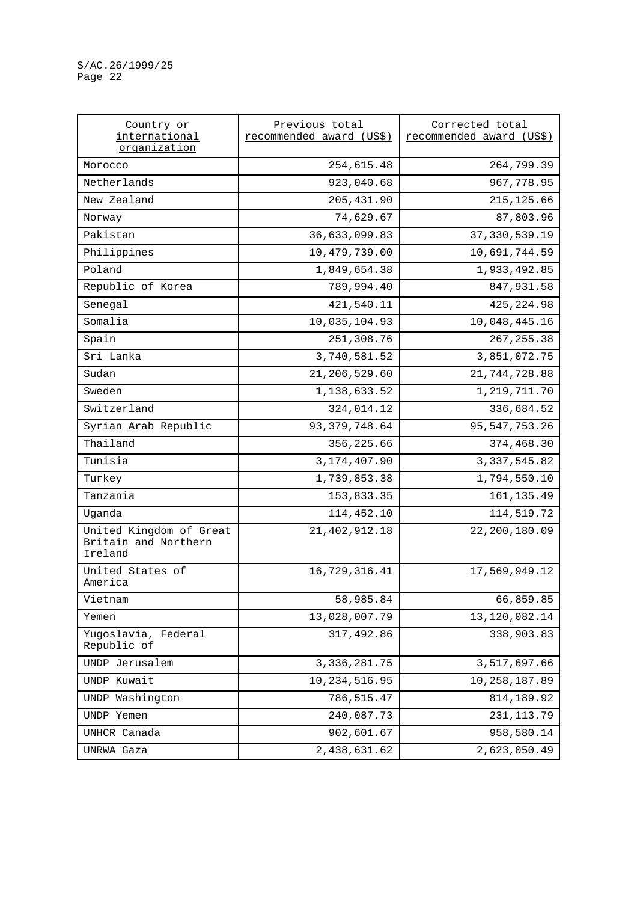| Country or international organization | Previous total recommended award (US$) | Corrected total recommended award (US$) |
|---|---|---|
| Morocco | 254,615.48 | 264,799.39 |
| Netherlands | 923,040.68 | 967,778.95 |
| New Zealand | 205,431.90 | 215,125.66 |
| Norway | 74,629.67 | 87,803.96 |
| Pakistan | 36,633,099.83 | 37,330,539.19 |
| Philippines | 10,479,739.00 | 10,691,744.59 |
| Poland | 1,849,654.38 | 1,933,492.85 |
| Republic of Korea | 789,994.40 | 847,931.58 |
| Senegal | 421,540.11 | 425,224.98 |
| Somalia | 10,035,104.93 | 10,048,445.16 |
| Spain | 251,308.76 | 267,255.38 |
| Sri Lanka | 3,740,581.52 | 3,851,072.75 |
| Sudan | 21,206,529.60 | 21,744,728.88 |
| Sweden | 1,138,633.52 | 1,219,711.70 |
| Switzerland | 324,014.12 | 336,684.52 |
| Syrian Arab Republic | 93,379,748.64 | 95,547,753.26 |
| Thailand | 356,225.66 | 374,468.30 |
| Tunisia | 3,174,407.90 | 3,337,545.82 |
| Turkey | 1,739,853.38 | 1,794,550.10 |
| Tanzania | 153,833.35 | 161,135.49 |
| Uganda | 114,452.10 | 114,519.72 |
| United Kingdom of Great Britain and Northern Ireland | 21,402,912.18 | 22,200,180.09 |
| United States of America | 16,729,316.41 | 17,569,949.12 |
| Vietnam | 58,985.84 | 66,859.85 |
| Yemen | 13,028,007.79 | 13,120,082.14 |
| Yugoslavia, Federal Republic of | 317,492.86 | 338,903.83 |
| UNDP Jerusalem | 3,336,281.75 | 3,517,697.66 |
| UNDP Kuwait | 10,234,516.95 | 10,258,187.89 |
| UNDP Washington | 786,515.47 | 814,189.92 |
| UNDP Yemen | 240,087.73 | 231,113.79 |
| UNHCR Canada | 902,601.67 | 958,580.14 |
| UNRWA Gaza | 2,438,631.62 | 2,623,050.49 |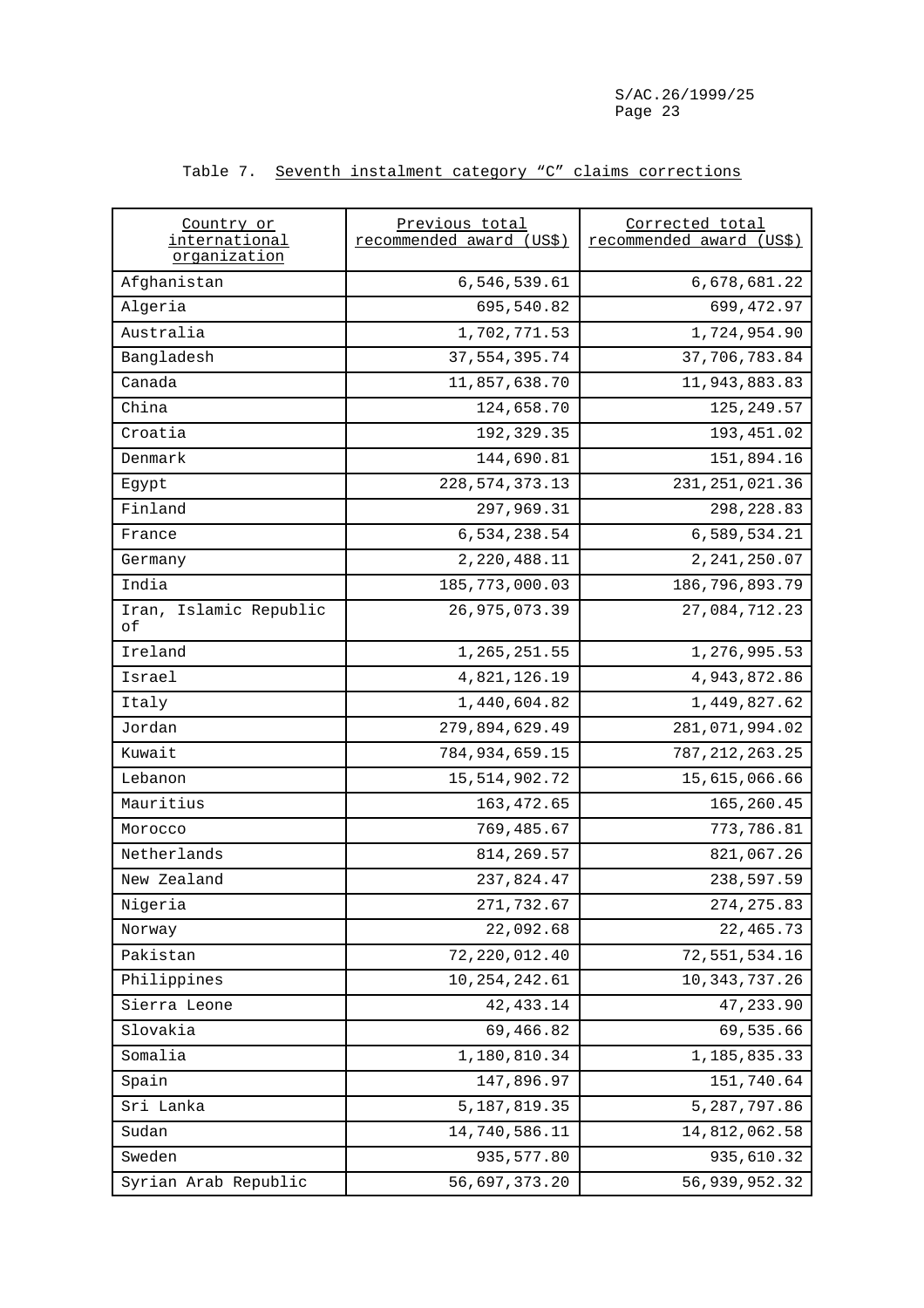Table 7. Seventh instalment category "C" claims corrections

| Country or international organization | Previous total recommended award (US$) | Corrected total recommended award (US$) |
|---|---|---|
| Afghanistan | 6,546,539.61 | 6,678,681.22 |
| Algeria | 695,540.82 | 699,472.97 |
| Australia | 1,702,771.53 | 1,724,954.90 |
| Bangladesh | 37,554,395.74 | 37,706,783.84 |
| Canada | 11,857,638.70 | 11,943,883.83 |
| China | 124,658.70 | 125,249.57 |
| Croatia | 192,329.35 | 193,451.02 |
| Denmark | 144,690.81 | 151,894.16 |
| Egypt | 228,574,373.13 | 231,251,021.36 |
| Finland | 297,969.31 | 298,228.83 |
| France | 6,534,238.54 | 6,589,534.21 |
| Germany | 2,220,488.11 | 2,241,250.07 |
| India | 185,773,000.03 | 186,796,893.79 |
| Iran, Islamic Republic of | 26,975,073.39 | 27,084,712.23 |
| Ireland | 1,265,251.55 | 1,276,995.53 |
| Israel | 4,821,126.19 | 4,943,872.86 |
| Italy | 1,440,604.82 | 1,449,827.62 |
| Jordan | 279,894,629.49 | 281,071,994.02 |
| Kuwait | 784,934,659.15 | 787,212,263.25 |
| Lebanon | 15,514,902.72 | 15,615,066.66 |
| Mauritius | 163,472.65 | 165,260.45 |
| Morocco | 769,485.67 | 773,786.81 |
| Netherlands | 814,269.57 | 821,067.26 |
| New Zealand | 237,824.47 | 238,597.59 |
| Nigeria | 271,732.67 | 274,275.83 |
| Norway | 22,092.68 | 22,465.73 |
| Pakistan | 72,220,012.40 | 72,551,534.16 |
| Philippines | 10,254,242.61 | 10,343,737.26 |
| Sierra Leone | 42,433.14 | 47,233.90 |
| Slovakia | 69,466.82 | 69,535.66 |
| Somalia | 1,180,810.34 | 1,185,835.33 |
| Spain | 147,896.97 | 151,740.64 |
| Sri Lanka | 5,187,819.35 | 5,287,797.86 |
| Sudan | 14,740,586.11 | 14,812,062.58 |
| Sweden | 935,577.80 | 935,610.32 |
| Syrian Arab Republic | 56,697,373.20 | 56,939,952.32 |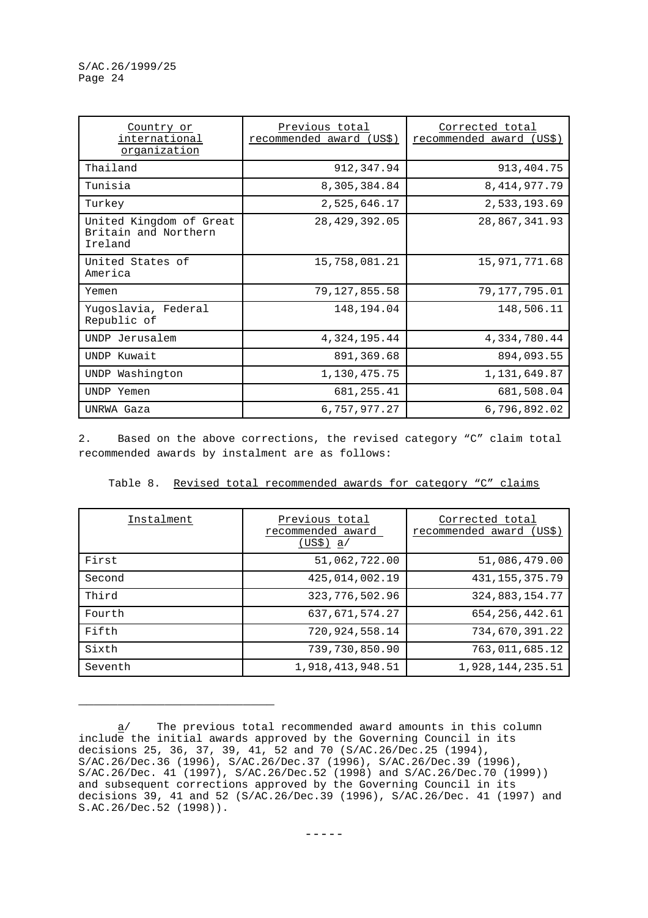| Country or international organization | Previous total recommended award (US$) | Corrected total recommended award (US$) |
|---|---|---|
| Thailand | 912,347.94 | 913,404.75 |
| Tunisia | 8,305,384.84 | 8,414,977.79 |
| Turkey | 2,525,646.17 | 2,533,193.69 |
| United Kingdom of Great Britain and Northern Ireland | 28,429,392.05 | 28,867,341.93 |
| United States of America | 15,758,081.21 | 15,971,771.68 |
| Yemen | 79,127,855.58 | 79,177,795.01 |
| Yugoslavia, Federal Republic of | 148,194.04 | 148,506.11 |
| UNDP Jerusalem | 4,324,195.44 | 4,334,780.44 |
| UNDP Kuwait | 891,369.68 | 894,093.55 |
| UNDP Washington | 1,130,475.75 | 1,131,649.87 |
| UNDP Yemen | 681,255.41 | 681,508.04 |
| UNRWA Gaza | 6,757,977.27 | 6,796,892.02 |

2. Based on the above corrections, the revised category "C" claim total recommended awards by instalment are as follows:

Table 8. Revised total recommended awards for category "C" claims

| Instalment | Previous total recommended award (US$) a/ | Corrected total recommended award (US$) |
|---|---|---|
| First | 51,062,722.00 | 51,086,479.00 |
| Second | 425,014,002.19 | 431,155,375.79 |
| Third | 323,776,502.96 | 324,883,154.77 |
| Fourth | 637,671,574.27 | 654,256,442.61 |
| Fifth | 720,924,558.14 | 734,670,391.22 |
| Sixth | 739,730,850.90 | 763,011,685.12 |
| Seventh | 1,918,413,948.51 | 1,928,144,235.51 |

---

a/ The previous total recommended award amounts in this column include the initial awards approved by the Governing Council in its decisions 25, 36, 37, 39, 41, 52 and 70 (S/AC.26/Dec.25 (1994), S/AC.26/Dec.36 (1996), S/AC.26/Dec.37 (1996), S/AC.26/Dec.39 (1996), S/AC.26/Dec. 41 (1997), S/AC.26/Dec.52 (1998) and S/AC.26/Dec.70 (1999)) and subsequent corrections approved by the Governing Council in its decisions 39, 41 and 52 (S/AC.26/Dec.39 (1996), S/AC.26/Dec. 41 (1997) and S.AC.26/Dec.52 (1998)).

-----